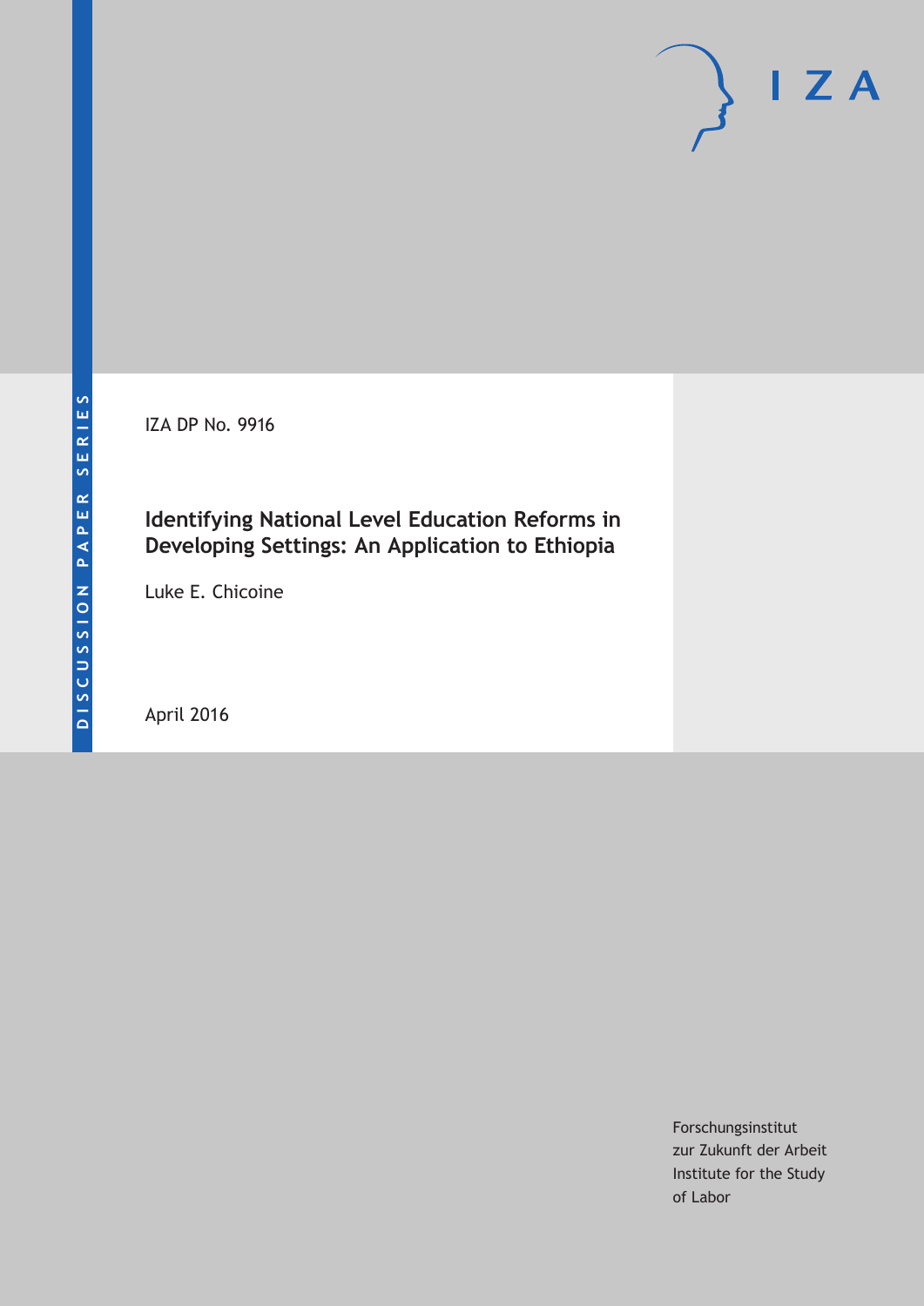DISCUSSION PAPER SERIES

IZA

IZA DP No. 9916

# Identifying National Level Education Reforms in Developing Settings: An Application to Ethiopia

Luke E. Chicoine

April 2016

Forschungsinstitut
zur Zukunft der Arbeit
Institute for the Study
of Labor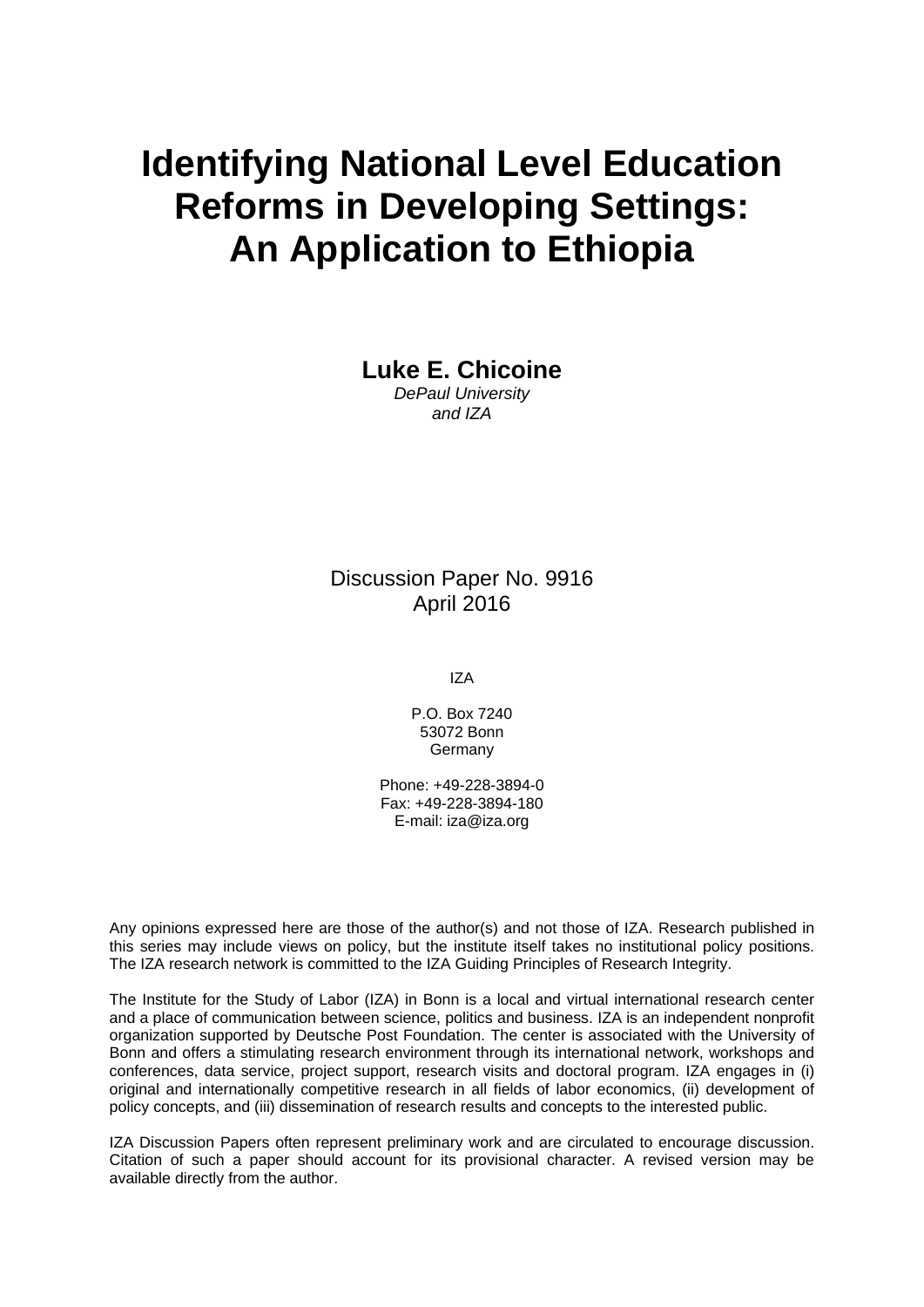# Identifying National Level Education Reforms in Developing Settings: An Application to Ethiopia

**Luke E. Chicoine**
*DePaul University*
*and IZA*

Discussion Paper No. 9916
April 2016

IZA

P.O. Box 7240
53072 Bonn
Germany

Phone: +49-228-3894-0
Fax: +49-228-3894-180
E-mail: iza@iza.org

Any opinions expressed here are those of the author(s) and not those of IZA. Research published in this series may include views on policy, but the institute itself takes no institutional policy positions. The IZA research network is committed to the IZA Guiding Principles of Research Integrity.

The Institute for the Study of Labor (IZA) in Bonn is a local and virtual international research center and a place of communication between science, politics and business. IZA is an independent nonprofit organization supported by Deutsche Post Foundation. The center is associated with the University of Bonn and offers a stimulating research environment through its international network, workshops and conferences, data service, project support, research visits and doctoral program. IZA engages in (i) original and internationally competitive research in all fields of labor economics, (ii) development of policy concepts, and (iii) dissemination of research results and concepts to the interested public.

IZA Discussion Papers often represent preliminary work and are circulated to encourage discussion. Citation of such a paper should account for its provisional character. A revised version may be available directly from the author.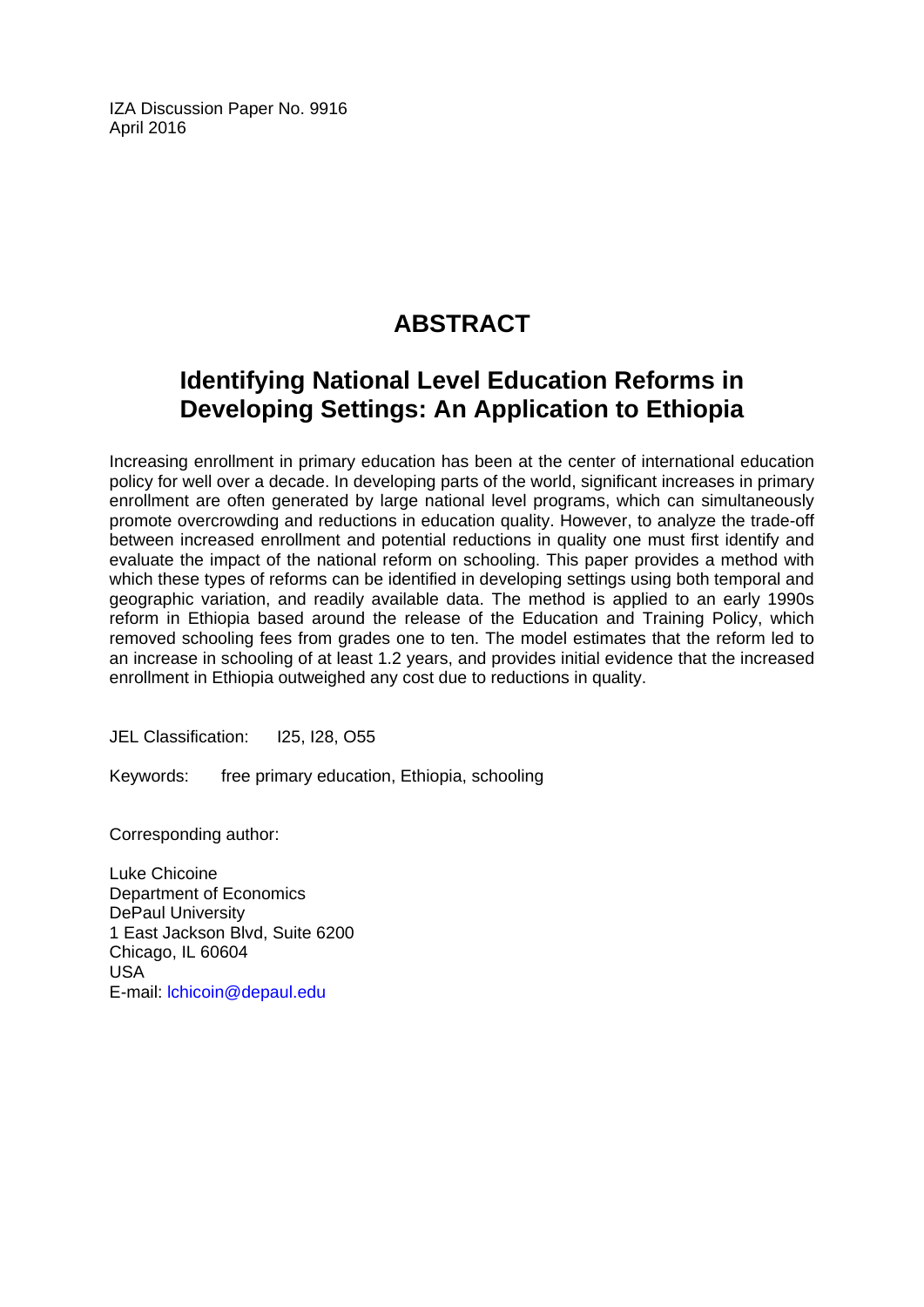IZA Discussion Paper No. 9916
April 2016

# ABSTRACT

## Identifying National Level Education Reforms in Developing Settings: An Application to Ethiopia

Increasing enrollment in primary education has been at the center of international education policy for well over a decade. In developing parts of the world, significant increases in primary enrollment are often generated by large national level programs, which can simultaneously promote overcrowding and reductions in education quality. However, to analyze the trade-off between increased enrollment and potential reductions in quality one must first identify and evaluate the impact of the national reform on schooling. This paper provides a method with which these types of reforms can be identified in developing settings using both temporal and geographic variation, and readily available data. The method is applied to an early 1990s reform in Ethiopia based around the release of the Education and Training Policy, which removed schooling fees from grades one to ten. The model estimates that the reform led to an increase in schooling of at least 1.2 years, and provides initial evidence that the increased enrollment in Ethiopia outweighed any cost due to reductions in quality.

JEL Classification: I25, I28, O55

Keywords: free primary education, Ethiopia, schooling

Corresponding author:

Luke Chicoine
Department of Economics
DePaul University
1 East Jackson Blvd, Suite 6200
Chicago, IL 60604
USA
E-mail: lchicoin@depaul.edu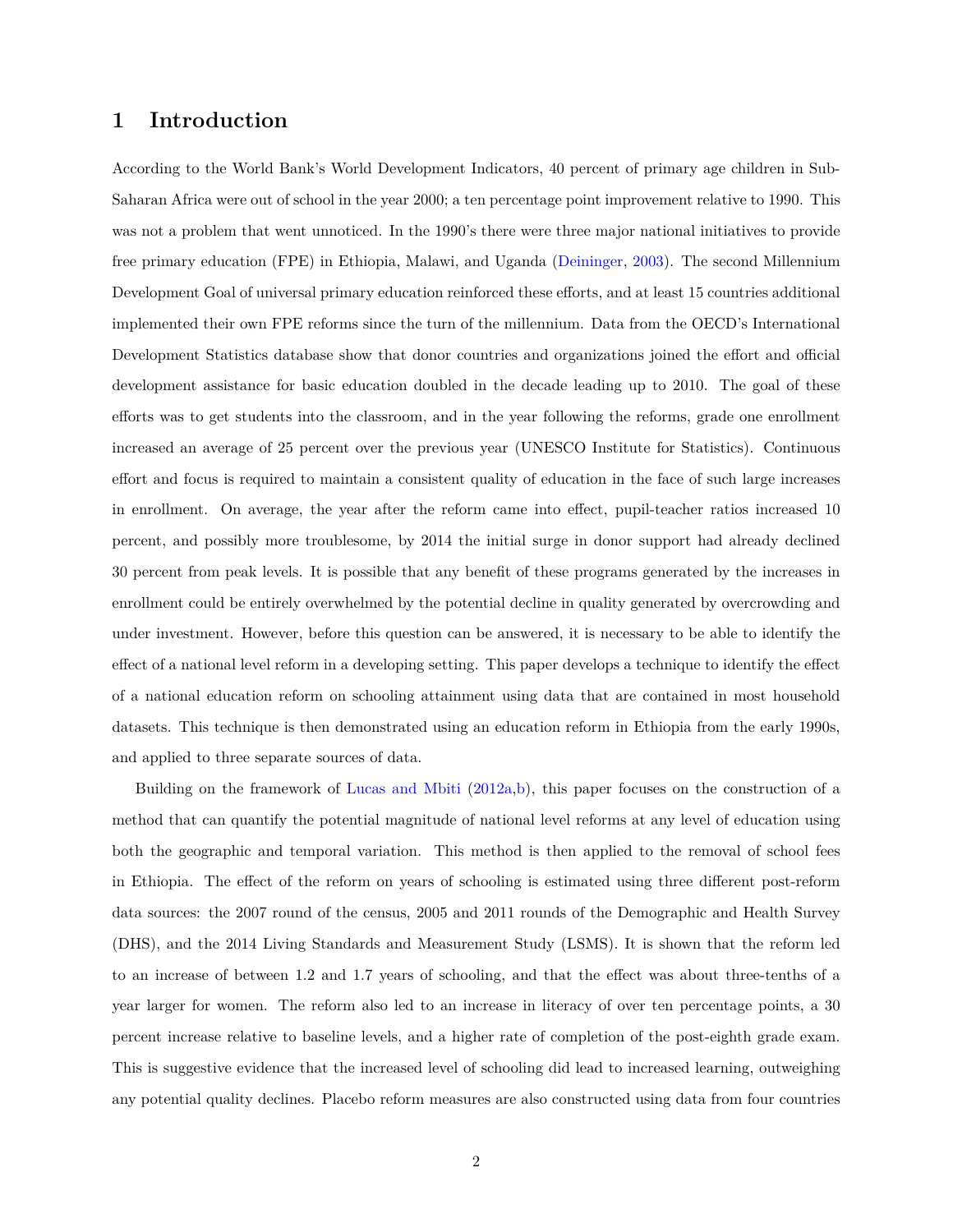# 1 Introduction

According to the World Bank's World Development Indicators, 40 percent of primary age children in Sub-Saharan Africa were out of school in the year 2000; a ten percentage point improvement relative to 1990. This was not a problem that went unnoticed. In the 1990's there were three major national initiatives to provide free primary education (FPE) in Ethiopia, Malawi, and Uganda (Deininger, 2003). The second Millennium Development Goal of universal primary education reinforced these efforts, and at least 15 countries additional implemented their own FPE reforms since the turn of the millennium. Data from the OECD's International Development Statistics database show that donor countries and organizations joined the effort and official development assistance for basic education doubled in the decade leading up to 2010. The goal of these efforts was to get students into the classroom, and in the year following the reforms, grade one enrollment increased an average of 25 percent over the previous year (UNESCO Institute for Statistics). Continuous effort and focus is required to maintain a consistent quality of education in the face of such large increases in enrollment. On average, the year after the reform came into effect, pupil-teacher ratios increased 10 percent, and possibly more troublesome, by 2014 the initial surge in donor support had already declined 30 percent from peak levels. It is possible that any benefit of these programs generated by the increases in enrollment could be entirely overwhelmed by the potential decline in quality generated by overcrowding and under investment. However, before this question can be answered, it is necessary to be able to identify the effect of a national level reform in a developing setting. This paper develops a technique to identify the effect of a national education reform on schooling attainment using data that are contained in most household datasets. This technique is then demonstrated using an education reform in Ethiopia from the early 1990s, and applied to three separate sources of data.

Building on the framework of Lucas and Mbiti (2012a,b), this paper focuses on the construction of a method that can quantify the potential magnitude of national level reforms at any level of education using both the geographic and temporal variation. This method is then applied to the removal of school fees in Ethiopia. The effect of the reform on years of schooling is estimated using three different post-reform data sources: the 2007 round of the census, 2005 and 2011 rounds of the Demographic and Health Survey (DHS), and the 2014 Living Standards and Measurement Study (LSMS). It is shown that the reform led to an increase of between 1.2 and 1.7 years of schooling, and that the effect was about three-tenths of a year larger for women. The reform also led to an increase in literacy of over ten percentage points, a 30 percent increase relative to baseline levels, and a higher rate of completion of the post-eighth grade exam. This is suggestive evidence that the increased level of schooling did lead to increased learning, outweighing any potential quality declines. Placebo reform measures are also constructed using data from four countries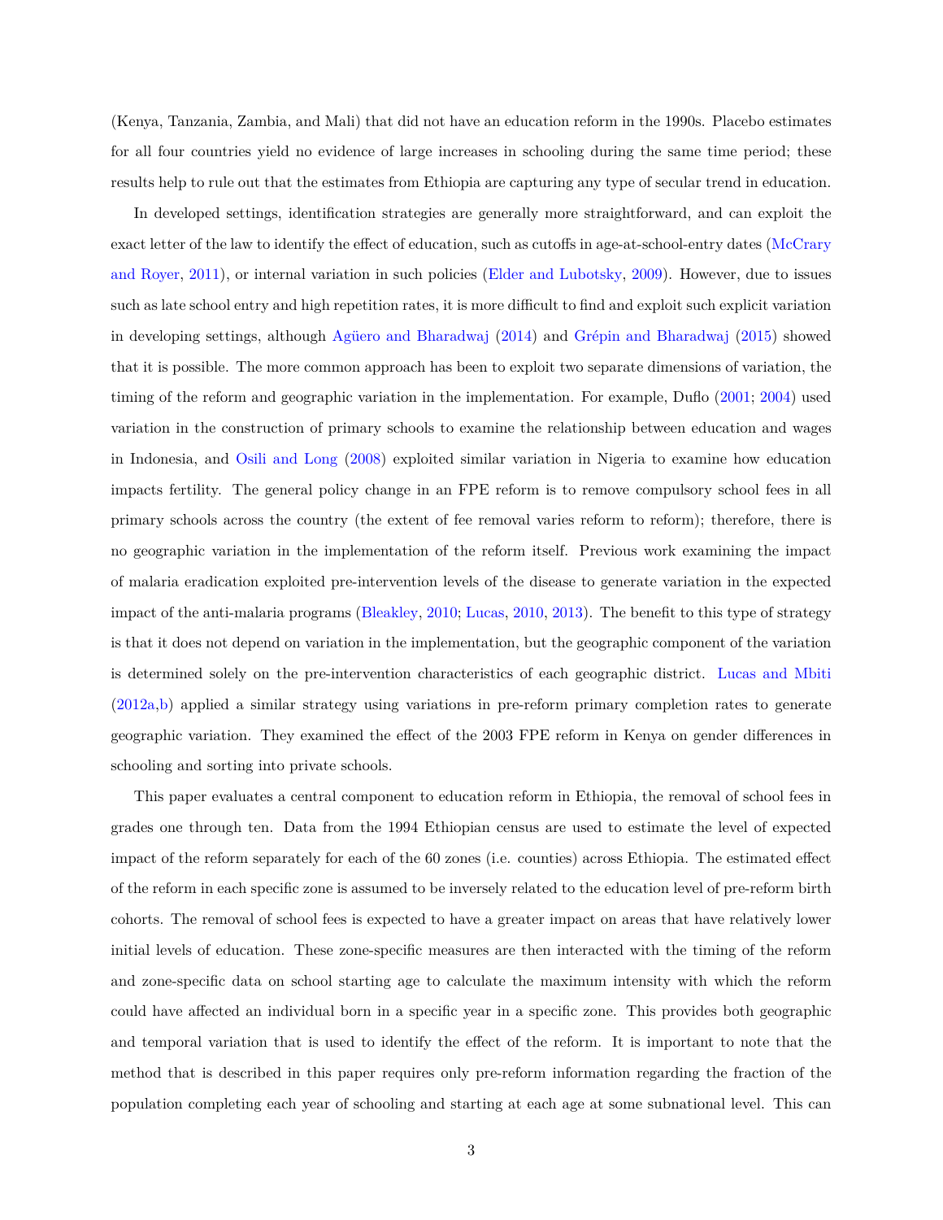(Kenya, Tanzania, Zambia, and Mali) that did not have an education reform in the 1990s. Placebo estimates for all four countries yield no evidence of large increases in schooling during the same time period; these results help to rule out that the estimates from Ethiopia are capturing any type of secular trend in education.

In developed settings, identification strategies are generally more straightforward, and can exploit the exact letter of the law to identify the effect of education, such as cutoffs in age-at-school-entry dates (McCrary and Royer, 2011), or internal variation in such policies (Elder and Lubotsky, 2009). However, due to issues such as late school entry and high repetition rates, it is more difficult to find and exploit such explicit variation in developing settings, although Agüero and Bharadwaj (2014) and Grépin and Bharadwaj (2015) showed that it is possible. The more common approach has been to exploit two separate dimensions of variation, the timing of the reform and geographic variation in the implementation. For example, Duflo (2001; 2004) used variation in the construction of primary schools to examine the relationship between education and wages in Indonesia, and Osili and Long (2008) exploited similar variation in Nigeria to examine how education impacts fertility. The general policy change in an FPE reform is to remove compulsory school fees in all primary schools across the country (the extent of fee removal varies reform to reform); therefore, there is no geographic variation in the implementation of the reform itself. Previous work examining the impact of malaria eradication exploited pre-intervention levels of the disease to generate variation in the expected impact of the anti-malaria programs (Bleakley, 2010; Lucas, 2010, 2013). The benefit to this type of strategy is that it does not depend on variation in the implementation, but the geographic component of the variation is determined solely on the pre-intervention characteristics of each geographic district. Lucas and Mbiti (2012a,b) applied a similar strategy using variations in pre-reform primary completion rates to generate geographic variation. They examined the effect of the 2003 FPE reform in Kenya on gender differences in schooling and sorting into private schools.

This paper evaluates a central component to education reform in Ethiopia, the removal of school fees in grades one through ten. Data from the 1994 Ethiopian census are used to estimate the level of expected impact of the reform separately for each of the 60 zones (i.e. counties) across Ethiopia. The estimated effect of the reform in each specific zone is assumed to be inversely related to the education level of pre-reform birth cohorts. The removal of school fees is expected to have a greater impact on areas that have relatively lower initial levels of education. These zone-specific measures are then interacted with the timing of the reform and zone-specific data on school starting age to calculate the maximum intensity with which the reform could have affected an individual born in a specific year in a specific zone. This provides both geographic and temporal variation that is used to identify the effect of the reform. It is important to note that the method that is described in this paper requires only pre-reform information regarding the fraction of the population completing each year of schooling and starting at each age at some subnational level. This can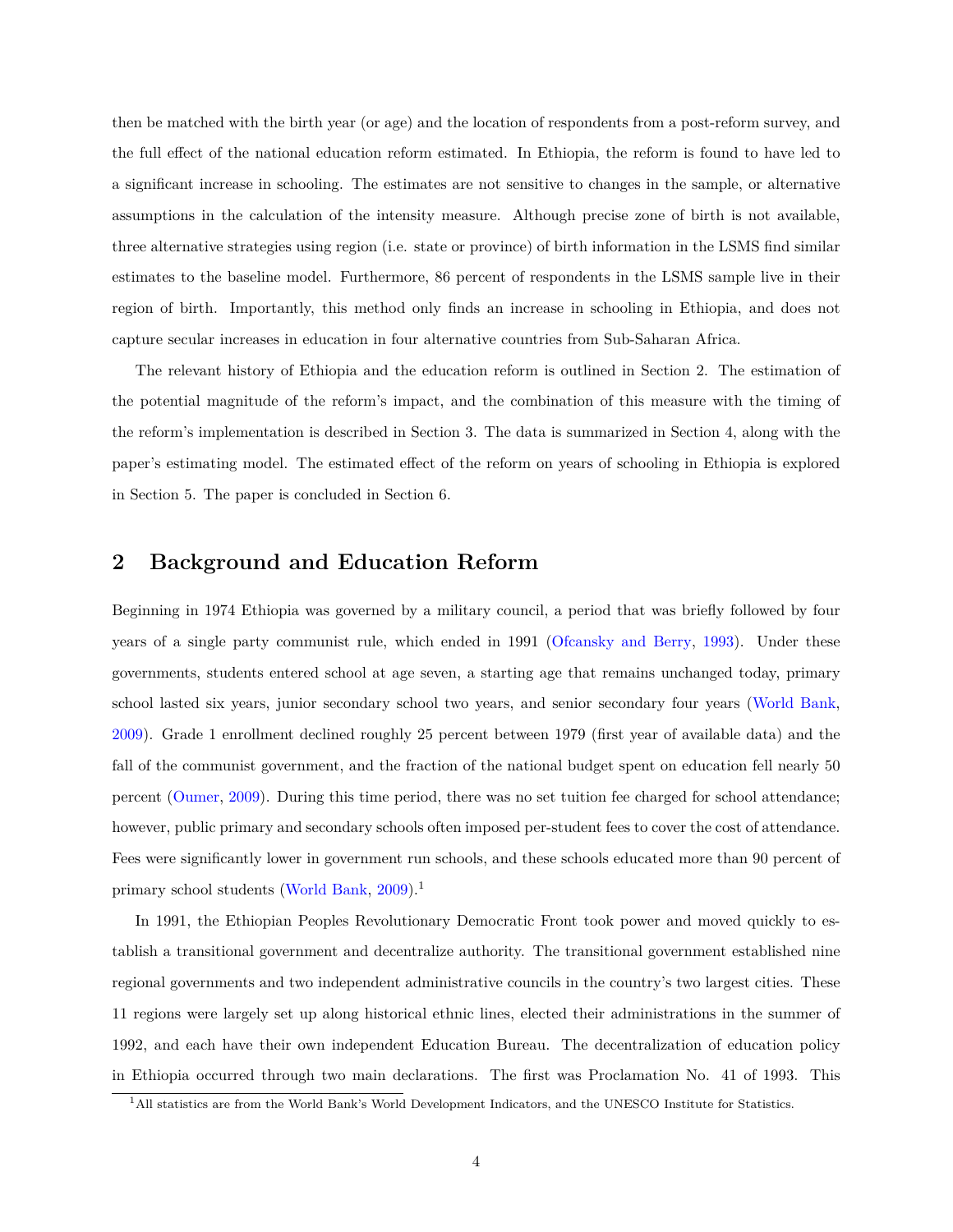then be matched with the birth year (or age) and the location of respondents from a post-reform survey, and the full effect of the national education reform estimated. In Ethiopia, the reform is found to have led to a significant increase in schooling. The estimates are not sensitive to changes in the sample, or alternative assumptions in the calculation of the intensity measure. Although precise zone of birth is not available, three alternative strategies using region (i.e. state or province) of birth information in the LSMS find similar estimates to the baseline model. Furthermore, 86 percent of respondents in the LSMS sample live in their region of birth. Importantly, this method only finds an increase in schooling in Ethiopia, and does not capture secular increases in education in four alternative countries from Sub-Saharan Africa.

The relevant history of Ethiopia and the education reform is outlined in Section 2. The estimation of the potential magnitude of the reform's impact, and the combination of this measure with the timing of the reform's implementation is described in Section 3. The data is summarized in Section 4, along with the paper's estimating model. The estimated effect of the reform on years of schooling in Ethiopia is explored in Section 5. The paper is concluded in Section 6.

## 2 Background and Education Reform

Beginning in 1974 Ethiopia was governed by a military council, a period that was briefly followed by four years of a single party communist rule, which ended in 1991 (Ofcansky and Berry, 1993). Under these governments, students entered school at age seven, a starting age that remains unchanged today, primary school lasted six years, junior secondary school two years, and senior secondary four years (World Bank, 2009). Grade 1 enrollment declined roughly 25 percent between 1979 (first year of available data) and the fall of the communist government, and the fraction of the national budget spent on education fell nearly 50 percent (Oumer, 2009). During this time period, there was no set tuition fee charged for school attendance; however, public primary and secondary schools often imposed per-student fees to cover the cost of attendance. Fees were significantly lower in government run schools, and these schools educated more than 90 percent of primary school students (World Bank, 2009).[1]

In 1991, the Ethiopian Peoples Revolutionary Democratic Front took power and moved quickly to establish a transitional government and decentralize authority. The transitional government established nine regional governments and two independent administrative councils in the country's two largest cities. These 11 regions were largely set up along historical ethnic lines, elected their administrations in the summer of 1992, and each have their own independent Education Bureau. The decentralization of education policy in Ethiopia occurred through two main declarations. The first was Proclamation No. 41 of 1993. This

[1] All statistics are from the World Bank's World Development Indicators, and the UNESCO Institute for Statistics.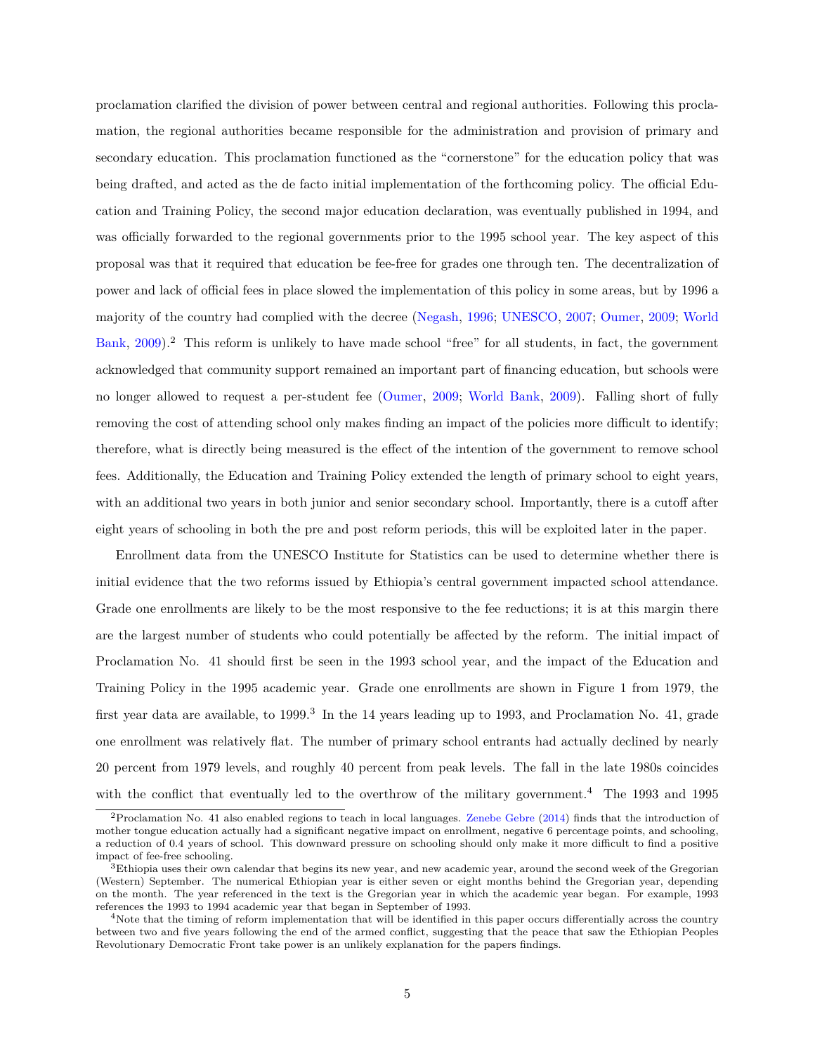proclamation clarified the division of power between central and regional authorities. Following this proclamation, the regional authorities became responsible for the administration and provision of primary and secondary education. This proclamation functioned as the "cornerstone" for the education policy that was being drafted, and acted as the de facto initial implementation of the forthcoming policy. The official Education and Training Policy, the second major education declaration, was eventually published in 1994, and was officially forwarded to the regional governments prior to the 1995 school year. The key aspect of this proposal was that it required that education be fee-free for grades one through ten. The decentralization of power and lack of official fees in place slowed the implementation of this policy in some areas, but by 1996 a majority of the country had complied with the decree (Negash, 1996; UNESCO, 2007; Oumer, 2009; World Bank, 2009).[2] This reform is unlikely to have made school "free" for all students, in fact, the government acknowledged that community support remained an important part of financing education, but schools were no longer allowed to request a per-student fee (Oumer, 2009; World Bank, 2009). Falling short of fully removing the cost of attending school only makes finding an impact of the policies more difficult to identify; therefore, what is directly being measured is the effect of the intention of the government to remove school fees. Additionally, the Education and Training Policy extended the length of primary school to eight years, with an additional two years in both junior and senior secondary school. Importantly, there is a cutoff after eight years of schooling in both the pre and post reform periods, this will be exploited later in the paper.

Enrollment data from the UNESCO Institute for Statistics can be used to determine whether there is initial evidence that the two reforms issued by Ethiopia's central government impacted school attendance. Grade one enrollments are likely to be the most responsive to the fee reductions; it is at this margin there are the largest number of students who could potentially be affected by the reform. The initial impact of Proclamation No. 41 should first be seen in the 1993 school year, and the impact of the Education and Training Policy in the 1995 academic year. Grade one enrollments are shown in Figure 1 from 1979, the first year data are available, to 1999.[3] In the 14 years leading up to 1993, and Proclamation No. 41, grade one enrollment was relatively flat. The number of primary school entrants had actually declined by nearly 20 percent from 1979 levels, and roughly 40 percent from peak levels. The fall in the late 1980s coincides with the conflict that eventually led to the overthrow of the military government.[4] The 1993 and 1995

[2] Proclamation No. 41 also enabled regions to teach in local languages. Zenebe Gebre (2014) finds that the introduction of mother tongue education actually had a significant negative impact on enrollment, negative 6 percentage points, and schooling, a reduction of 0.4 years of school. This downward pressure on schooling should only make it more difficult to find a positive impact of fee-free schooling.

[3] Ethiopia uses their own calendar that begins its new year, and new academic year, around the second week of the Gregorian (Western) September. The numerical Ethiopian year is either seven or eight months behind the Gregorian year, depending on the month. The year referenced in the text is the Gregorian year in which the academic year began. For example, 1993 references the 1993 to 1994 academic year that began in September of 1993.

[4] Note that the timing of reform implementation that will be identified in this paper occurs differentially across the country between two and five years following the end of the armed conflict, suggesting that the peace that saw the Ethiopian Peoples Revolutionary Democratic Front take power is an unlikely explanation for the papers findings.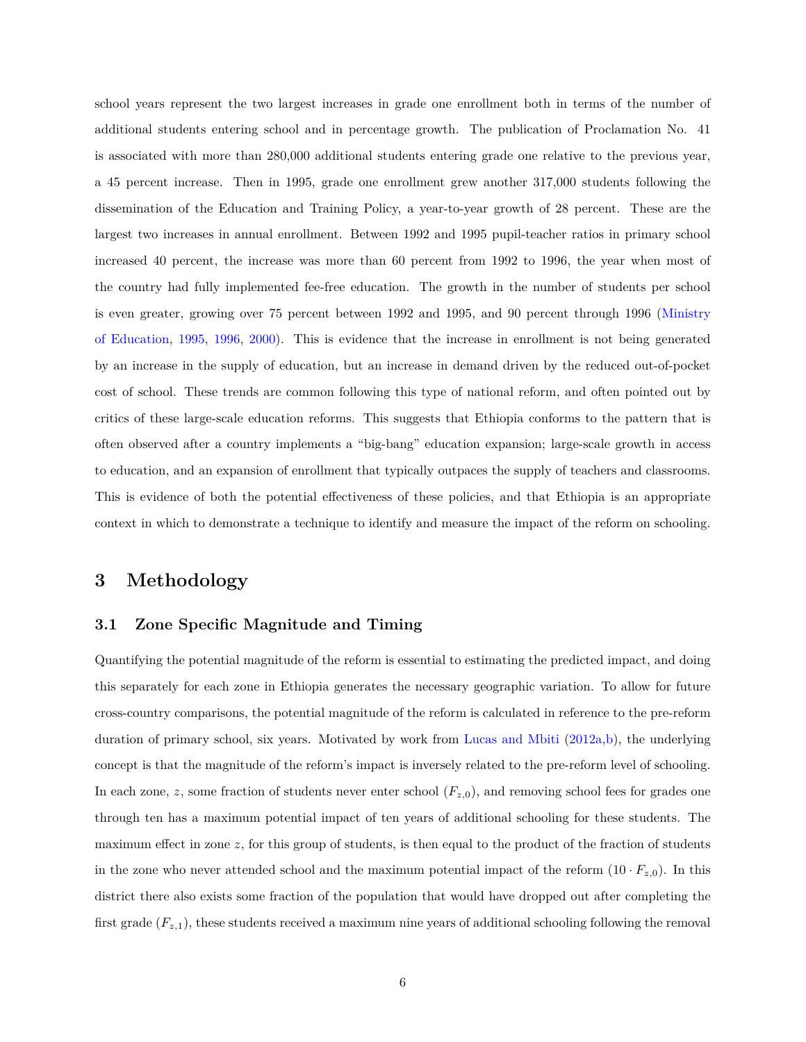school years represent the two largest increases in grade one enrollment both in terms of the number of additional students entering school and in percentage growth. The publication of Proclamation No. 41 is associated with more than 280,000 additional students entering grade one relative to the previous year, a 45 percent increase. Then in 1995, grade one enrollment grew another 317,000 students following the dissemination of the Education and Training Policy, a year-to-year growth of 28 percent. These are the largest two increases in annual enrollment. Between 1992 and 1995 pupil-teacher ratios in primary school increased 40 percent, the increase was more than 60 percent from 1992 to 1996, the year when most of the country had fully implemented fee-free education. The growth in the number of students per school is even greater, growing over 75 percent between 1992 and 1995, and 90 percent through 1996 (Ministry of Education, 1995, 1996, 2000). This is evidence that the increase in enrollment is not being generated by an increase in the supply of education, but an increase in demand driven by the reduced out-of-pocket cost of school. These trends are common following this type of national reform, and often pointed out by critics of these large-scale education reforms. This suggests that Ethiopia conforms to the pattern that is often observed after a country implements a "big-bang" education expansion; large-scale growth in access to education, and an expansion of enrollment that typically outpaces the supply of teachers and classrooms. This is evidence of both the potential effectiveness of these policies, and that Ethiopia is an appropriate context in which to demonstrate a technique to identify and measure the impact of the reform on schooling.

# 3 Methodology

## 3.1 Zone Specific Magnitude and Timing

Quantifying the potential magnitude of the reform is essential to estimating the predicted impact, and doing this separately for each zone in Ethiopia generates the necessary geographic variation. To allow for future cross-country comparisons, the potential magnitude of the reform is calculated in reference to the pre-reform duration of primary school, six years. Motivated by work from Lucas and Mbiti (2012a,b), the underlying concept is that the magnitude of the reform's impact is inversely related to the pre-reform level of schooling. In each zone, $z$, some fraction of students never enter school ($F_{z,0}$), and removing school fees for grades one through ten has a maximum potential impact of ten years of additional schooling for these students. The maximum effect in zone $z$, for this group of students, is then equal to the product of the fraction of students in the zone who never attended school and the maximum potential impact of the reform ($10 \cdot F_{z,0}$). In this district there also exists some fraction of the population that would have dropped out after completing the first grade ($F_{z,1}$), these students received a maximum nine years of additional schooling following the removal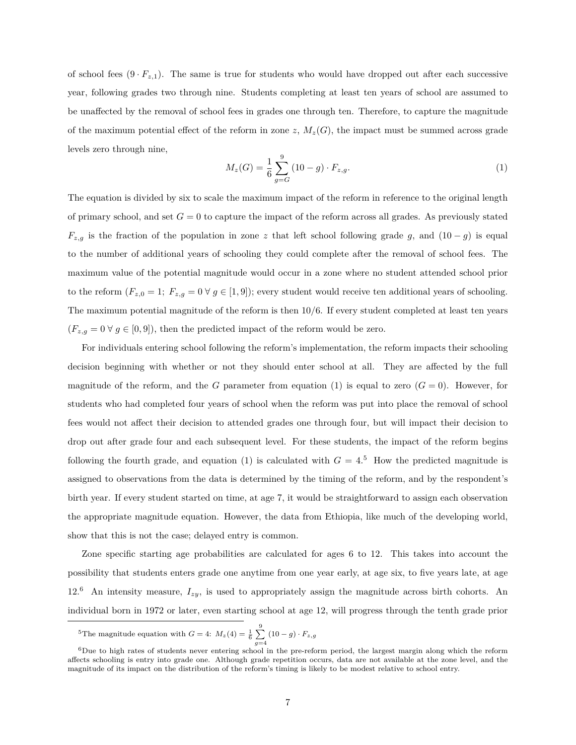of school fees ($9 \cdot F_{z,1}$). The same is true for students who would have dropped out after each successive year, following grades two through nine. Students completing at least ten years of school are assumed to be unaffected by the removal of school fees in grades one through ten. Therefore, to capture the magnitude of the maximum potential effect of the reform in zone $z$, $M_z(G)$, the impact must be summed across grade levels zero through nine,

$$M_z(G) = \frac{1}{6} \sum_{g=G}^{9} (10 - g) \cdot F_{z,g}. \tag{1}$$

The equation is divided by six to scale the maximum impact of the reform in reference to the original length of primary school, and set $G = 0$ to capture the impact of the reform across all grades. As previously stated $F_{z,g}$ is the fraction of the population in zone $z$ that left school following grade $g$, and $(10 - g)$ is equal to the number of additional years of schooling they could complete after the removal of school fees. The maximum value of the potential magnitude would occur in a zone where no student attended school prior to the reform ($F_{z,0} = 1;\ F_{z,g} = 0\ \forall\ g \in [1, 9]$); every student would receive ten additional years of schooling. The maximum potential magnitude of the reform is then $10/6$. If every student completed at least ten years ($F_{z,g} = 0\ \forall\ g \in [0, 9]$), then the predicted impact of the reform would be zero.

For individuals entering school following the reform's implementation, the reform impacts their schooling decision beginning with whether or not they should enter school at all. They are affected by the full magnitude of the reform, and the $G$ parameter from equation (1) is equal to zero ($G = 0$). However, for students who had completed four years of school when the reform was put into place the removal of school fees would not affect their decision to attended grades one through four, but will impact their decision to drop out after grade four and each subsequent level. For these students, the impact of the reform begins following the fourth grade, and equation (1) is calculated with $G = 4$.[5] How the predicted magnitude is assigned to observations from the data is determined by the timing of the reform, and by the respondent's birth year. If every student started on time, at age 7, it would be straightforward to assign each observation the appropriate magnitude equation. However, the data from Ethiopia, like much of the developing world, show that this is not the case; delayed entry is common.

Zone specific starting age probabilities are calculated for ages 6 to 12. This takes into account the possibility that students enters grade one anytime from one year early, at age six, to five years late, at age 12.[6] An intensity measure, $I_{zy}$, is used to appropriately assign the magnitude across birth cohorts. An individual born in 1972 or later, even starting school at age 12, will progress through the tenth grade prior

---

[5] The magnitude equation with $G = 4$: $M_z(4) = \frac{1}{6} \sum_{g=4}^{9} (10 - g) \cdot F_{z,g}$

[6] Due to high rates of students never entering school in the pre-reform period, the largest margin along which the reform affects schooling is entry into grade one. Although grade repetition occurs, data are not available at the zone level, and the magnitude of its impact on the distribution of the reform's timing is likely to be modest relative to school entry.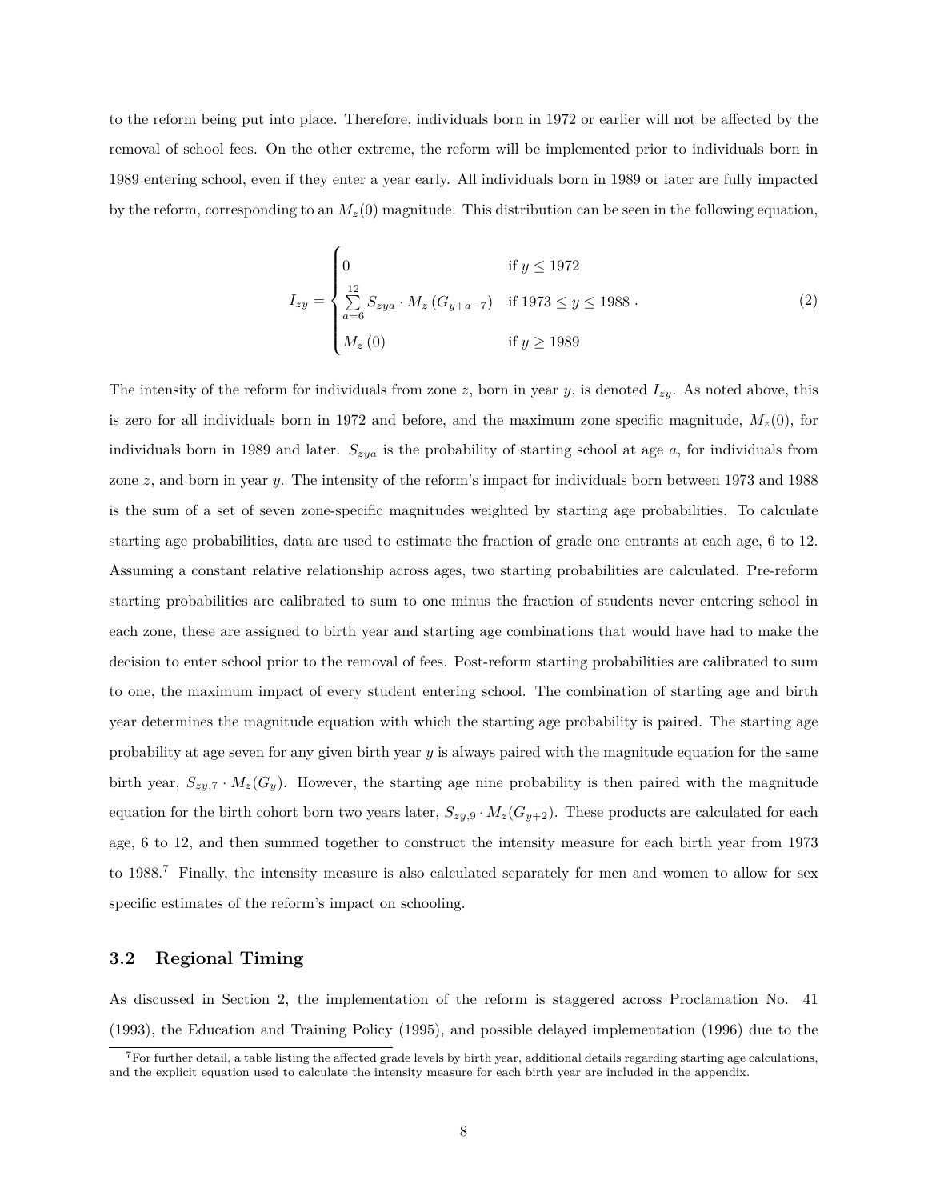to the reform being put into place. Therefore, individuals born in 1972 or earlier will not be affected by the removal of school fees. On the other extreme, the reform will be implemented prior to individuals born in 1989 entering school, even if they enter a year early. All individuals born in 1989 or later are fully impacted by the reform, corresponding to an $M_z(0)$ magnitude. This distribution can be seen in the following equation,

$$I_{zy} = \begin{cases} 0 & \text{if } y \leq 1972 \\ \sum\limits_{a=6}^{12} S_{zya} \cdot M_z\left(G_{y+a-7}\right) & \text{if } 1973 \leq y \leq 1988 \\ M_z\left(0\right) & \text{if } y \geq 1989 \end{cases} . \tag{2}$$

The intensity of the reform for individuals from zone $z$, born in year $y$, is denoted $I_{zy}$. As noted above, this is zero for all individuals born in 1972 and before, and the maximum zone specific magnitude, $M_z(0)$, for individuals born in 1989 and later. $S_{zya}$ is the probability of starting school at age $a$, for individuals from zone $z$, and born in year $y$. The intensity of the reform's impact for individuals born between 1973 and 1988 is the sum of a set of seven zone-specific magnitudes weighted by starting age probabilities. To calculate starting age probabilities, data are used to estimate the fraction of grade one entrants at each age, 6 to 12. Assuming a constant relative relationship across ages, two starting probabilities are calculated. Pre-reform starting probabilities are calibrated to sum to one minus the fraction of students never entering school in each zone, these are assigned to birth year and starting age combinations that would have had to make the decision to enter school prior to the removal of fees. Post-reform starting probabilities are calibrated to sum to one, the maximum impact of every student entering school. The combination of starting age and birth year determines the magnitude equation with which the starting age probability is paired. The starting age probability at age seven for any given birth year $y$ is always paired with the magnitude equation for the same birth year, $S_{zy,7} \cdot M_z(G_y)$. However, the starting age nine probability is then paired with the magnitude equation for the birth cohort born two years later, $S_{zy,9} \cdot M_z(G_{y+2})$. These products are calculated for each age, 6 to 12, and then summed together to construct the intensity measure for each birth year from 1973 to 1988.[7] Finally, the intensity measure is also calculated separately for men and women to allow for sex specific estimates of the reform's impact on schooling.

### 3.2 Regional Timing

As discussed in Section 2, the implementation of the reform is staggered across Proclamation No. 41 (1993), the Education and Training Policy (1995), and possible delayed implementation (1996) due to the

[7] For further detail, a table listing the affected grade levels by birth year, additional details regarding starting age calculations, and the explicit equation used to calculate the intensity measure for each birth year are included in the appendix.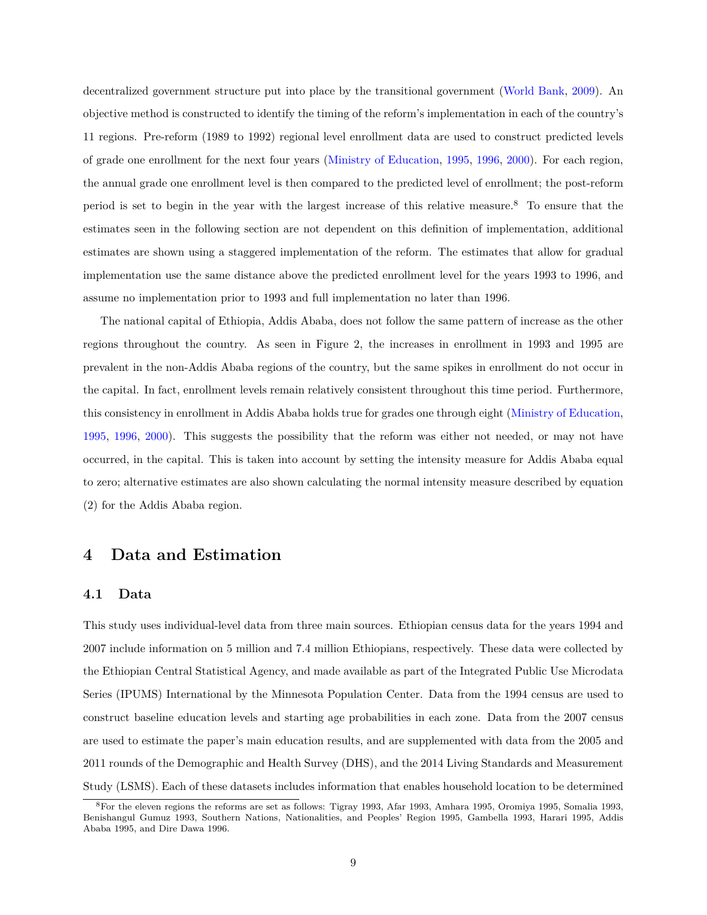decentralized government structure put into place by the transitional government (World Bank, 2009). An objective method is constructed to identify the timing of the reform's implementation in each of the country's 11 regions. Pre-reform (1989 to 1992) regional level enrollment data are used to construct predicted levels of grade one enrollment for the next four years (Ministry of Education, 1995, 1996, 2000). For each region, the annual grade one enrollment level is then compared to the predicted level of enrollment; the post-reform period is set to begin in the year with the largest increase of this relative measure.[8] To ensure that the estimates seen in the following section are not dependent on this definition of implementation, additional estimates are shown using a staggered implementation of the reform. The estimates that allow for gradual implementation use the same distance above the predicted enrollment level for the years 1993 to 1996, and assume no implementation prior to 1993 and full implementation no later than 1996.

The national capital of Ethiopia, Addis Ababa, does not follow the same pattern of increase as the other regions throughout the country. As seen in Figure 2, the increases in enrollment in 1993 and 1995 are prevalent in the non-Addis Ababa regions of the country, but the same spikes in enrollment do not occur in the capital. In fact, enrollment levels remain relatively consistent throughout this time period. Furthermore, this consistency in enrollment in Addis Ababa holds true for grades one through eight (Ministry of Education, 1995, 1996, 2000). This suggests the possibility that the reform was either not needed, or may not have occurred, in the capital. This is taken into account by setting the intensity measure for Addis Ababa equal to zero; alternative estimates are also shown calculating the normal intensity measure described by equation (2) for the Addis Ababa region.

## 4 Data and Estimation

### 4.1 Data

This study uses individual-level data from three main sources. Ethiopian census data for the years 1994 and 2007 include information on 5 million and 7.4 million Ethiopians, respectively. These data were collected by the Ethiopian Central Statistical Agency, and made available as part of the Integrated Public Use Microdata Series (IPUMS) International by the Minnesota Population Center. Data from the 1994 census are used to construct baseline education levels and starting age probabilities in each zone. Data from the 2007 census are used to estimate the paper's main education results, and are supplemented with data from the 2005 and 2011 rounds of the Demographic and Health Survey (DHS), and the 2014 Living Standards and Measurement Study (LSMS). Each of these datasets includes information that enables household location to be determined

[8] For the eleven regions the reforms are set as follows: Tigray 1993, Afar 1993, Amhara 1995, Oromiya 1995, Somalia 1993, Benishangul Gumuz 1993, Southern Nations, Nationalities, and Peoples' Region 1995, Gambella 1993, Harari 1995, Addis Ababa 1995, and Dire Dawa 1996.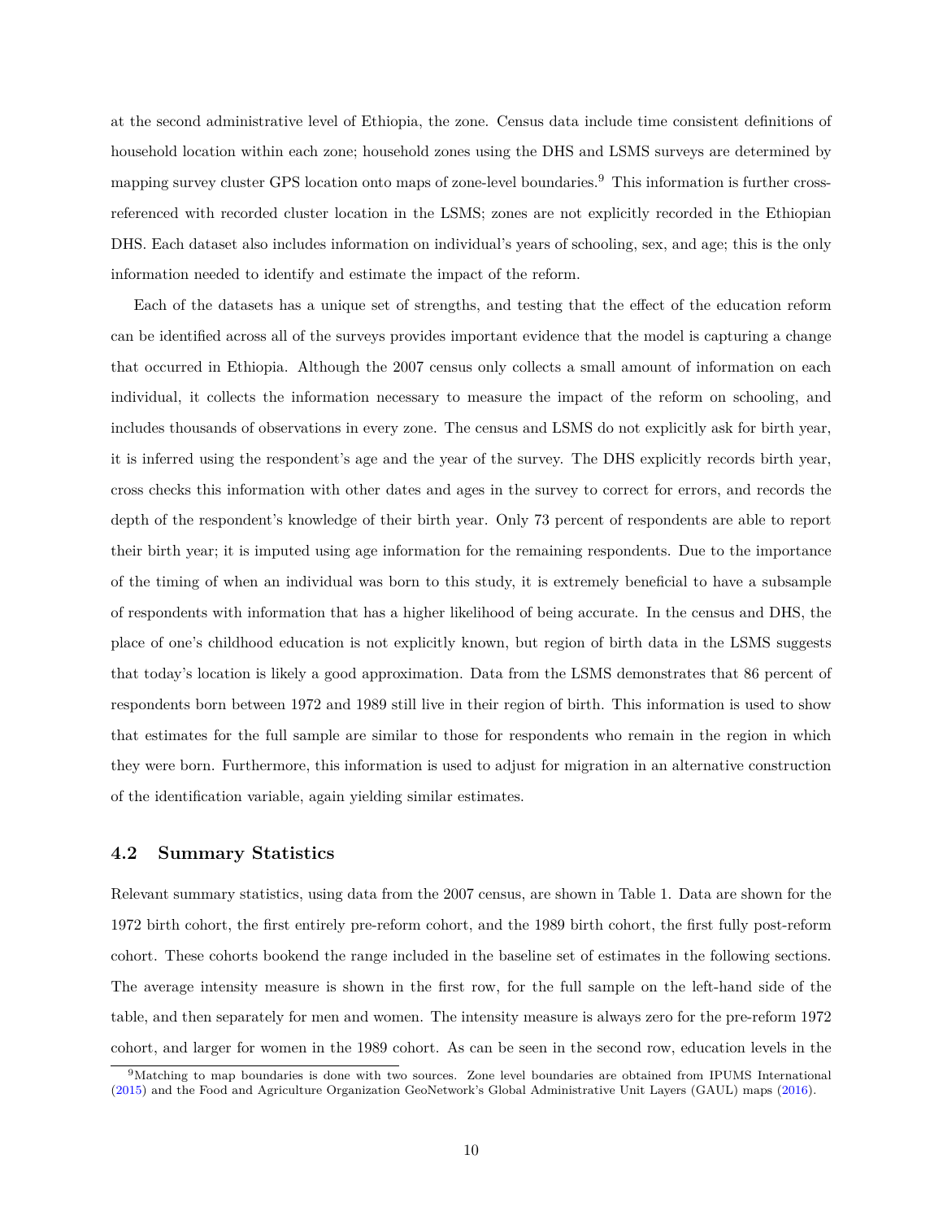at the second administrative level of Ethiopia, the zone. Census data include time consistent definitions of household location within each zone; household zones using the DHS and LSMS surveys are determined by mapping survey cluster GPS location onto maps of zone-level boundaries.[9] This information is further cross-referenced with recorded cluster location in the LSMS; zones are not explicitly recorded in the Ethiopian DHS. Each dataset also includes information on individual's years of schooling, sex, and age; this is the only information needed to identify and estimate the impact of the reform.

Each of the datasets has a unique set of strengths, and testing that the effect of the education reform can be identified across all of the surveys provides important evidence that the model is capturing a change that occurred in Ethiopia. Although the 2007 census only collects a small amount of information on each individual, it collects the information necessary to measure the impact of the reform on schooling, and includes thousands of observations in every zone. The census and LSMS do not explicitly ask for birth year, it is inferred using the respondent's age and the year of the survey. The DHS explicitly records birth year, cross checks this information with other dates and ages in the survey to correct for errors, and records the depth of the respondent's knowledge of their birth year. Only 73 percent of respondents are able to report their birth year; it is imputed using age information for the remaining respondents. Due to the importance of the timing of when an individual was born to this study, it is extremely beneficial to have a subsample of respondents with information that has a higher likelihood of being accurate. In the census and DHS, the place of one's childhood education is not explicitly known, but region of birth data in the LSMS suggests that today's location is likely a good approximation. Data from the LSMS demonstrates that 86 percent of respondents born between 1972 and 1989 still live in their region of birth. This information is used to show that estimates for the full sample are similar to those for respondents who remain in the region in which they were born. Furthermore, this information is used to adjust for migration in an alternative construction of the identification variable, again yielding similar estimates.

## 4.2 Summary Statistics

Relevant summary statistics, using data from the 2007 census, are shown in Table 1. Data are shown for the 1972 birth cohort, the first entirely pre-reform cohort, and the 1989 birth cohort, the first fully post-reform cohort. These cohorts bookend the range included in the baseline set of estimates in the following sections. The average intensity measure is shown in the first row, for the full sample on the left-hand side of the table, and then separately for men and women. The intensity measure is always zero for the pre-reform 1972 cohort, and larger for women in the 1989 cohort. As can be seen in the second row, education levels in the

[9] Matching to map boundaries is done with two sources. Zone level boundaries are obtained from IPUMS International (2015) and the Food and Agriculture Organization GeoNetwork's Global Administrative Unit Layers (GAUL) maps (2016).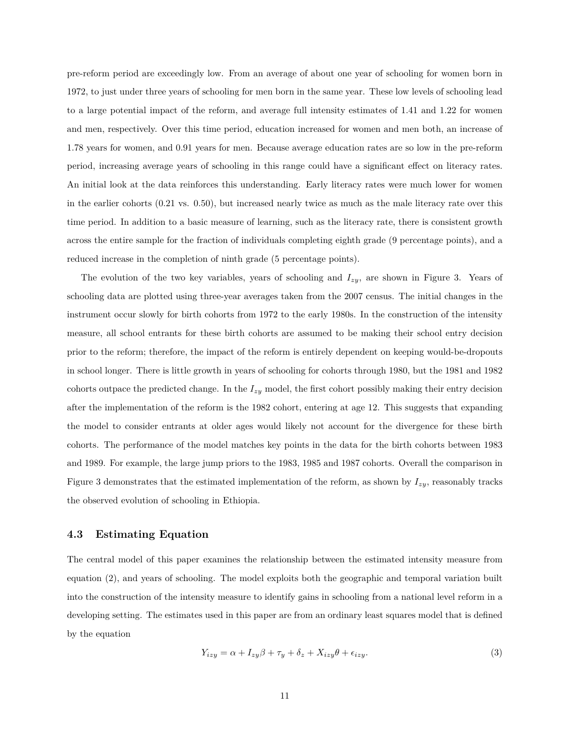pre-reform period are exceedingly low. From an average of about one year of schooling for women born in 1972, to just under three years of schooling for men born in the same year. These low levels of schooling lead to a large potential impact of the reform, and average full intensity estimates of 1.41 and 1.22 for women and men, respectively. Over this time period, education increased for women and men both, an increase of 1.78 years for women, and 0.91 years for men. Because average education rates are so low in the pre-reform period, increasing average years of schooling in this range could have a significant effect on literacy rates. An initial look at the data reinforces this understanding. Early literacy rates were much lower for women in the earlier cohorts (0.21 vs. 0.50), but increased nearly twice as much as the male literacy rate over this time period. In addition to a basic measure of learning, such as the literacy rate, there is consistent growth across the entire sample for the fraction of individuals completing eighth grade (9 percentage points), and a reduced increase in the completion of ninth grade (5 percentage points).

The evolution of the two key variables, years of schooling and $I_{zy}$, are shown in Figure 3. Years of schooling data are plotted using three-year averages taken from the 2007 census. The initial changes in the instrument occur slowly for birth cohorts from 1972 to the early 1980s. In the construction of the intensity measure, all school entrants for these birth cohorts are assumed to be making their school entry decision prior to the reform; therefore, the impact of the reform is entirely dependent on keeping would-be-dropouts in school longer. There is little growth in years of schooling for cohorts through 1980, but the 1981 and 1982 cohorts outpace the predicted change. In the $I_{zy}$ model, the first cohort possibly making their entry decision after the implementation of the reform is the 1982 cohort, entering at age 12. This suggests that expanding the model to consider entrants at older ages would likely not account for the divergence for these birth cohorts. The performance of the model matches key points in the data for the birth cohorts between 1983 and 1989. For example, the large jump priors to the 1983, 1985 and 1987 cohorts. Overall the comparison in Figure 3 demonstrates that the estimated implementation of the reform, as shown by $I_{zy}$, reasonably tracks the observed evolution of schooling in Ethiopia.

### 4.3 Estimating Equation

The central model of this paper examines the relationship between the estimated intensity measure from equation (2), and years of schooling. The model exploits both the geographic and temporal variation built into the construction of the intensity measure to identify gains in schooling from a national level reform in a developing setting. The estimates used in this paper are from an ordinary least squares model that is defined by the equation

$$Y_{izy} = \alpha + I_{zy}\beta + \tau_y + \delta_z + X_{izy}\theta + \epsilon_{izy}. \tag{3}$$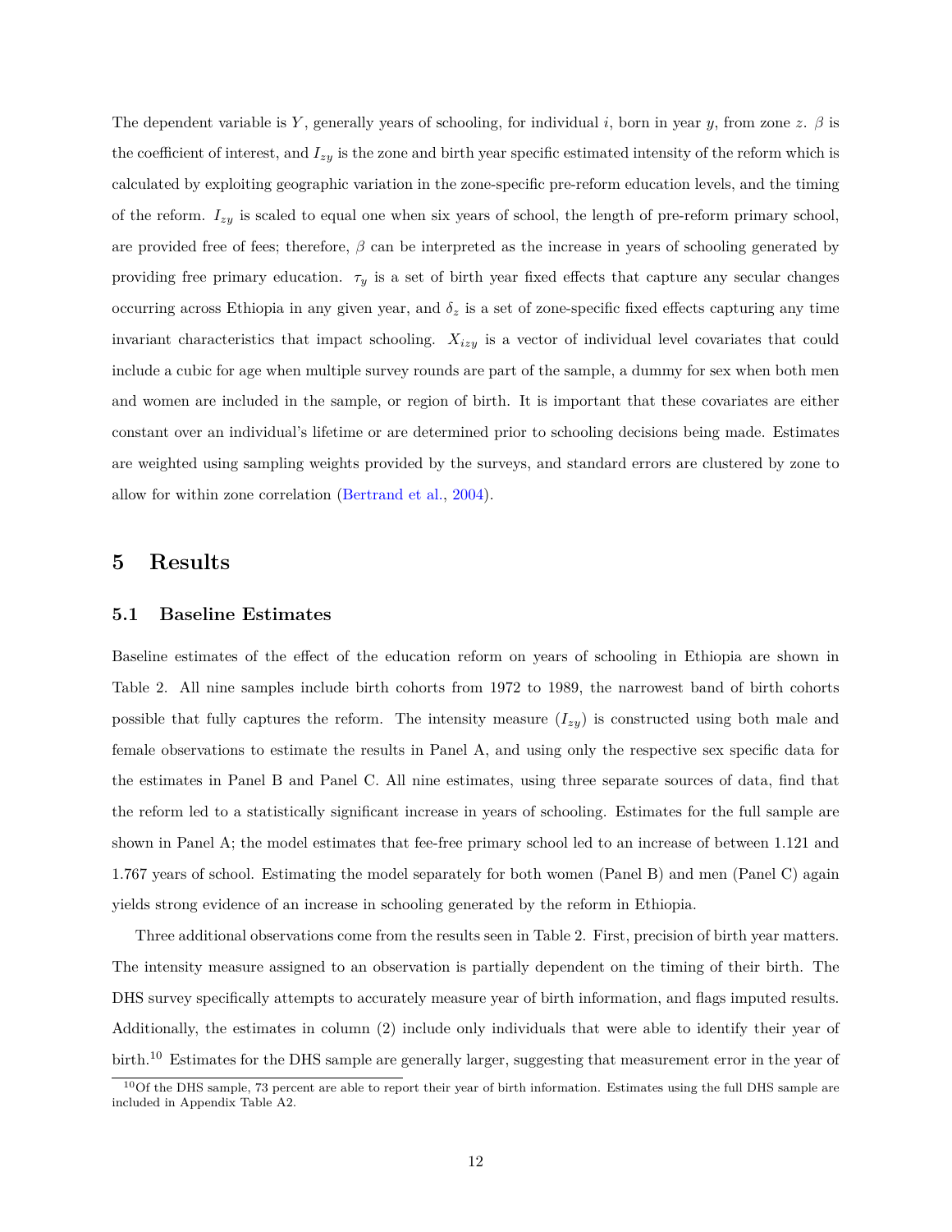The dependent variable is $Y$, generally years of schooling, for individual $i$, born in year $y$, from zone $z$. $\beta$ is the coefficient of interest, and $I_{zy}$ is the zone and birth year specific estimated intensity of the reform which is calculated by exploiting geographic variation in the zone-specific pre-reform education levels, and the timing of the reform. $I_{zy}$ is scaled to equal one when six years of school, the length of pre-reform primary school, are provided free of fees; therefore, $\beta$ can be interpreted as the increase in years of schooling generated by providing free primary education. $\tau_y$ is a set of birth year fixed effects that capture any secular changes occurring across Ethiopia in any given year, and $\delta_z$ is a set of zone-specific fixed effects capturing any time invariant characteristics that impact schooling. $X_{izy}$ is a vector of individual level covariates that could include a cubic for age when multiple survey rounds are part of the sample, a dummy for sex when both men and women are included in the sample, or region of birth. It is important that these covariates are either constant over an individual's lifetime or are determined prior to schooling decisions being made. Estimates are weighted using sampling weights provided by the surveys, and standard errors are clustered by zone to allow for within zone correlation (Bertrand et al., 2004).

# 5 Results

## 5.1 Baseline Estimates

Baseline estimates of the effect of the education reform on years of schooling in Ethiopia are shown in Table 2. All nine samples include birth cohorts from 1972 to 1989, the narrowest band of birth cohorts possible that fully captures the reform. The intensity measure ($I_{zy}$) is constructed using both male and female observations to estimate the results in Panel A, and using only the respective sex specific data for the estimates in Panel B and Panel C. All nine estimates, using three separate sources of data, find that the reform led to a statistically significant increase in years of schooling. Estimates for the full sample are shown in Panel A; the model estimates that fee-free primary school led to an increase of between 1.121 and 1.767 years of school. Estimating the model separately for both women (Panel B) and men (Panel C) again yields strong evidence of an increase in schooling generated by the reform in Ethiopia.

Three additional observations come from the results seen in Table 2. First, precision of birth year matters. The intensity measure assigned to an observation is partially dependent on the timing of their birth. The DHS survey specifically attempts to accurately measure year of birth information, and flags imputed results. Additionally, the estimates in column (2) include only individuals that were able to identify their year of birth.[10] Estimates for the DHS sample are generally larger, suggesting that measurement error in the year of

[10] Of the DHS sample, 73 percent are able to report their year of birth information. Estimates using the full DHS sample are included in Appendix Table A2.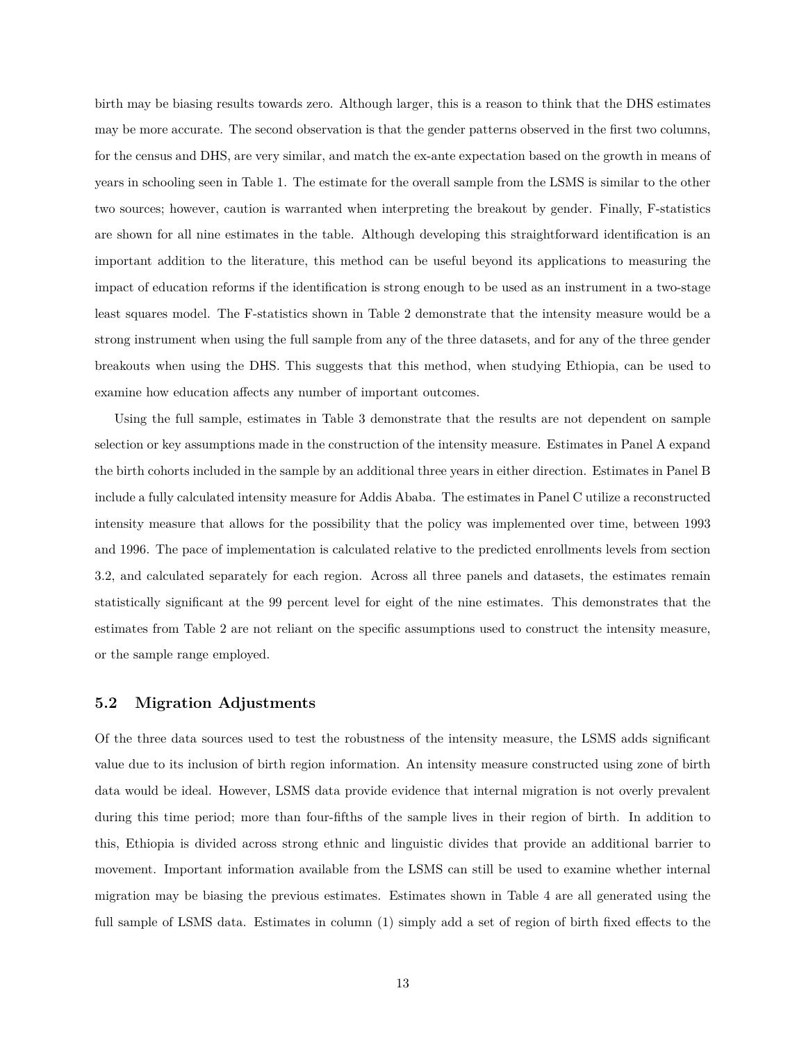birth may be biasing results towards zero. Although larger, this is a reason to think that the DHS estimates may be more accurate. The second observation is that the gender patterns observed in the first two columns, for the census and DHS, are very similar, and match the ex-ante expectation based on the growth in means of years in schooling seen in Table 1. The estimate for the overall sample from the LSMS is similar to the other two sources; however, caution is warranted when interpreting the breakout by gender. Finally, F-statistics are shown for all nine estimates in the table. Although developing this straightforward identification is an important addition to the literature, this method can be useful beyond its applications to measuring the impact of education reforms if the identification is strong enough to be used as an instrument in a two-stage least squares model. The F-statistics shown in Table 2 demonstrate that the intensity measure would be a strong instrument when using the full sample from any of the three datasets, and for any of the three gender breakouts when using the DHS. This suggests that this method, when studying Ethiopia, can be used to examine how education affects any number of important outcomes.

Using the full sample, estimates in Table 3 demonstrate that the results are not dependent on sample selection or key assumptions made in the construction of the intensity measure. Estimates in Panel A expand the birth cohorts included in the sample by an additional three years in either direction. Estimates in Panel B include a fully calculated intensity measure for Addis Ababa. The estimates in Panel C utilize a reconstructed intensity measure that allows for the possibility that the policy was implemented over time, between 1993 and 1996. The pace of implementation is calculated relative to the predicted enrollments levels from section 3.2, and calculated separately for each region. Across all three panels and datasets, the estimates remain statistically significant at the 99 percent level for eight of the nine estimates. This demonstrates that the estimates from Table 2 are not reliant on the specific assumptions used to construct the intensity measure, or the sample range employed.

## 5.2 Migration Adjustments

Of the three data sources used to test the robustness of the intensity measure, the LSMS adds significant value due to its inclusion of birth region information. An intensity measure constructed using zone of birth data would be ideal. However, LSMS data provide evidence that internal migration is not overly prevalent during this time period; more than four-fifths of the sample lives in their region of birth. In addition to this, Ethiopia is divided across strong ethnic and linguistic divides that provide an additional barrier to movement. Important information available from the LSMS can still be used to examine whether internal migration may be biasing the previous estimates. Estimates shown in Table 4 are all generated using the full sample of LSMS data. Estimates in column (1) simply add a set of region of birth fixed effects to the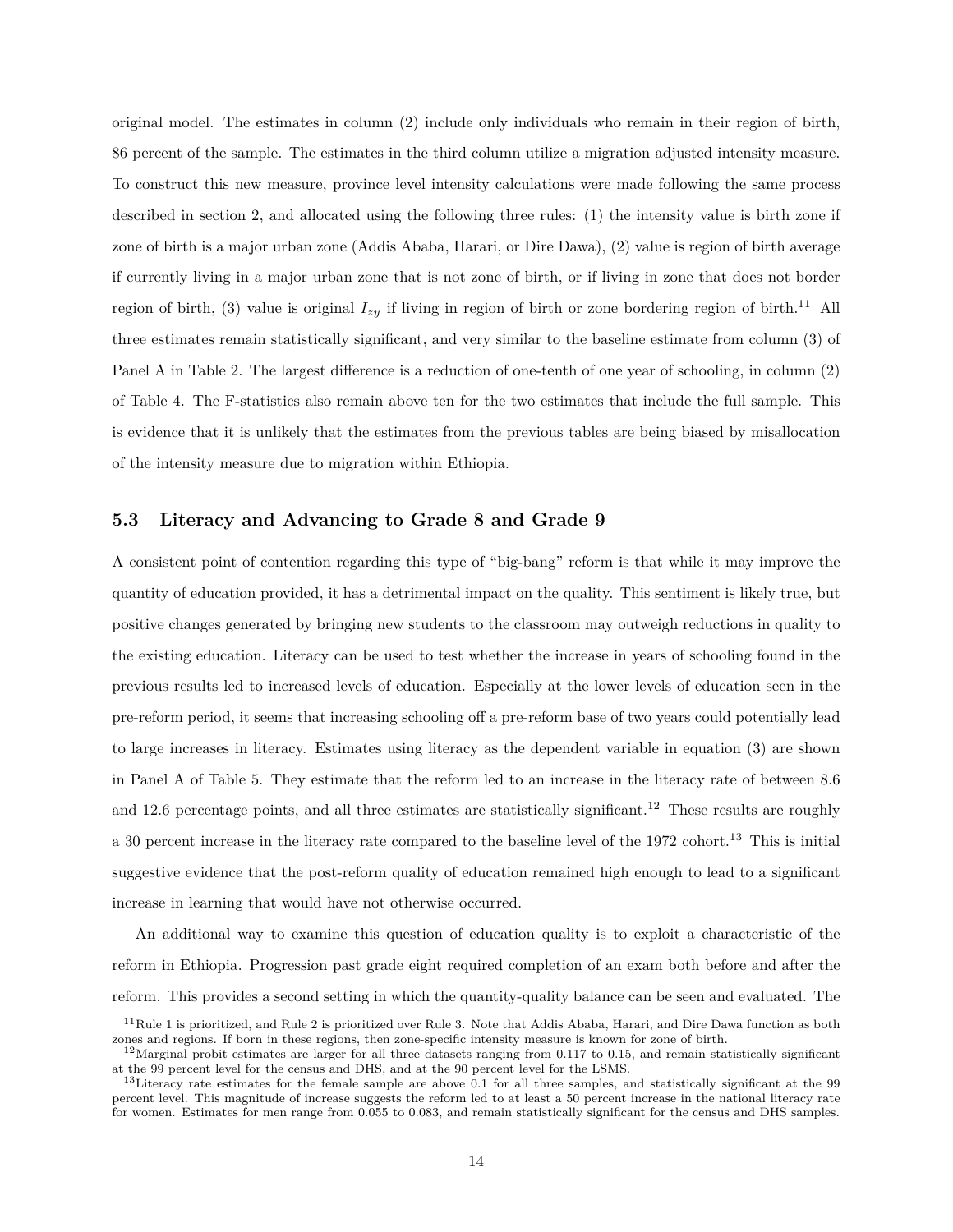original model. The estimates in column (2) include only individuals who remain in their region of birth, 86 percent of the sample. The estimates in the third column utilize a migration adjusted intensity measure. To construct this new measure, province level intensity calculations were made following the same process described in section 2, and allocated using the following three rules: (1) the intensity value is birth zone if zone of birth is a major urban zone (Addis Ababa, Harari, or Dire Dawa), (2) value is region of birth average if currently living in a major urban zone that is not zone of birth, or if living in zone that does not border region of birth, (3) value is original $I_{zy}$ if living in region of birth or zone bordering region of birth.[11] All three estimates remain statistically significant, and very similar to the baseline estimate from column (3) of Panel A in Table 2. The largest difference is a reduction of one-tenth of one year of schooling, in column (2) of Table 4. The F-statistics also remain above ten for the two estimates that include the full sample. This is evidence that it is unlikely that the estimates from the previous tables are being biased by misallocation of the intensity measure due to migration within Ethiopia.

### 5.3 Literacy and Advancing to Grade 8 and Grade 9

A consistent point of contention regarding this type of "big-bang" reform is that while it may improve the quantity of education provided, it has a detrimental impact on the quality. This sentiment is likely true, but positive changes generated by bringing new students to the classroom may outweigh reductions in quality to the existing education. Literacy can be used to test whether the increase in years of schooling found in the previous results led to increased levels of education. Especially at the lower levels of education seen in the pre-reform period, it seems that increasing schooling off a pre-reform base of two years could potentially lead to large increases in literacy. Estimates using literacy as the dependent variable in equation (3) are shown in Panel A of Table 5. They estimate that the reform led to an increase in the literacy rate of between 8.6 and 12.6 percentage points, and all three estimates are statistically significant.[12] These results are roughly a 30 percent increase in the literacy rate compared to the baseline level of the 1972 cohort.[13] This is initial suggestive evidence that the post-reform quality of education remained high enough to lead to a significant increase in learning that would have not otherwise occurred.

An additional way to examine this question of education quality is to exploit a characteristic of the reform in Ethiopia. Progression past grade eight required completion of an exam both before and after the reform. This provides a second setting in which the quantity-quality balance can be seen and evaluated. The

[11] Rule 1 is prioritized, and Rule 2 is prioritized over Rule 3. Note that Addis Ababa, Harari, and Dire Dawa function as both zones and regions. If born in these regions, then zone-specific intensity measure is known for zone of birth.

[12] Marginal probit estimates are larger for all three datasets ranging from 0.117 to 0.15, and remain statistically significant at the 99 percent level for the census and DHS, and at the 90 percent level for the LSMS.

[13] Literacy rate estimates for the female sample are above 0.1 for all three samples, and statistically significant at the 99 percent level. This magnitude of increase suggests the reform led to at least a 50 percent increase in the national literacy rate for women. Estimates for men range from 0.055 to 0.083, and remain statistically significant for the census and DHS samples.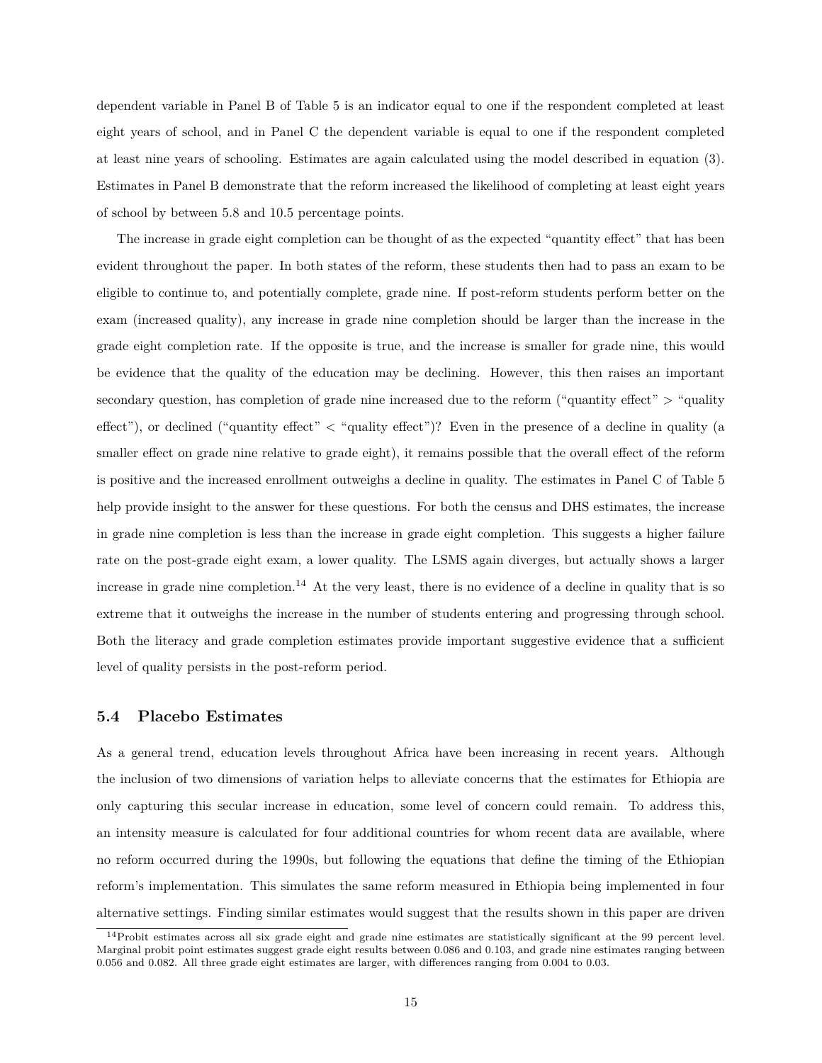dependent variable in Panel B of Table 5 is an indicator equal to one if the respondent completed at least eight years of school, and in Panel C the dependent variable is equal to one if the respondent completed at least nine years of schooling. Estimates are again calculated using the model described in equation (3). Estimates in Panel B demonstrate that the reform increased the likelihood of completing at least eight years of school by between 5.8 and 10.5 percentage points.

The increase in grade eight completion can be thought of as the expected "quantity effect" that has been evident throughout the paper. In both states of the reform, these students then had to pass an exam to be eligible to continue to, and potentially complete, grade nine. If post-reform students perform better on the exam (increased quality), any increase in grade nine completion should be larger than the increase in the grade eight completion rate. If the opposite is true, and the increase is smaller for grade nine, this would be evidence that the quality of the education may be declining. However, this then raises an important secondary question, has completion of grade nine increased due to the reform ("quantity effect" > "quality effect"), or declined ("quantity effect" < "quality effect")? Even in the presence of a decline in quality (a smaller effect on grade nine relative to grade eight), it remains possible that the overall effect of the reform is positive and the increased enrollment outweighs a decline in quality. The estimates in Panel C of Table 5 help provide insight to the answer for these questions. For both the census and DHS estimates, the increase in grade nine completion is less than the increase in grade eight completion. This suggests a higher failure rate on the post-grade eight exam, a lower quality. The LSMS again diverges, but actually shows a larger increase in grade nine completion.[14] At the very least, there is no evidence of a decline in quality that is so extreme that it outweighs the increase in the number of students entering and progressing through school. Both the literacy and grade completion estimates provide important suggestive evidence that a sufficient level of quality persists in the post-reform period.

## 5.4 Placebo Estimates

As a general trend, education levels throughout Africa have been increasing in recent years. Although the inclusion of two dimensions of variation helps to alleviate concerns that the estimates for Ethiopia are only capturing this secular increase in education, some level of concern could remain. To address this, an intensity measure is calculated for four additional countries for whom recent data are available, where no reform occurred during the 1990s, but following the equations that define the timing of the Ethiopian reform's implementation. This simulates the same reform measured in Ethiopia being implemented in four alternative settings. Finding similar estimates would suggest that the results shown in this paper are driven

[14] Probit estimates across all six grade eight and grade nine estimates are statistically significant at the 99 percent level. Marginal probit point estimates suggest grade eight results between 0.086 and 0.103, and grade nine estimates ranging between 0.056 and 0.082. All three grade eight estimates are larger, with differences ranging from 0.004 to 0.03.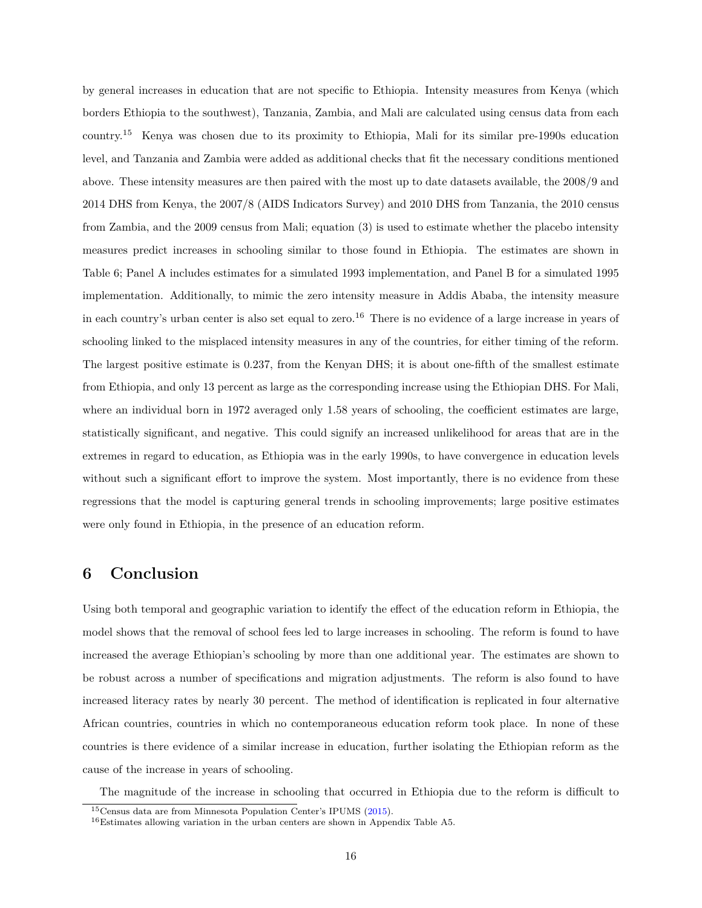by general increases in education that are not specific to Ethiopia. Intensity measures from Kenya (which borders Ethiopia to the southwest), Tanzania, Zambia, and Mali are calculated using census data from each country.[15] Kenya was chosen due to its proximity to Ethiopia, Mali for its similar pre-1990s education level, and Tanzania and Zambia were added as additional checks that fit the necessary conditions mentioned above. These intensity measures are then paired with the most up to date datasets available, the 2008/9 and 2014 DHS from Kenya, the 2007/8 (AIDS Indicators Survey) and 2010 DHS from Tanzania, the 2010 census from Zambia, and the 2009 census from Mali; equation (3) is used to estimate whether the placebo intensity measures predict increases in schooling similar to those found in Ethiopia. The estimates are shown in Table 6; Panel A includes estimates for a simulated 1993 implementation, and Panel B for a simulated 1995 implementation. Additionally, to mimic the zero intensity measure in Addis Ababa, the intensity measure in each country's urban center is also set equal to zero.[16] There is no evidence of a large increase in years of schooling linked to the misplaced intensity measures in any of the countries, for either timing of the reform. The largest positive estimate is 0.237, from the Kenyan DHS; it is about one-fifth of the smallest estimate from Ethiopia, and only 13 percent as large as the corresponding increase using the Ethiopian DHS. For Mali, where an individual born in 1972 averaged only 1.58 years of schooling, the coefficient estimates are large, statistically significant, and negative. This could signify an increased unlikelihood for areas that are in the extremes in regard to education, as Ethiopia was in the early 1990s, to have convergence in education levels without such a significant effort to improve the system. Most importantly, there is no evidence from these regressions that the model is capturing general trends in schooling improvements; large positive estimates were only found in Ethiopia, in the presence of an education reform.

## 6 Conclusion

Using both temporal and geographic variation to identify the effect of the education reform in Ethiopia, the model shows that the removal of school fees led to large increases in schooling. The reform is found to have increased the average Ethiopian's schooling by more than one additional year. The estimates are shown to be robust across a number of specifications and migration adjustments. The reform is also found to have increased literacy rates by nearly 30 percent. The method of identification is replicated in four alternative African countries, countries in which no contemporaneous education reform took place. In none of these countries is there evidence of a similar increase in education, further isolating the Ethiopian reform as the cause of the increase in years of schooling.

The magnitude of the increase in schooling that occurred in Ethiopia due to the reform is difficult to

[15] Census data are from Minnesota Population Center's IPUMS (2015).

[16] Estimates allowing variation in the urban centers are shown in Appendix Table A5.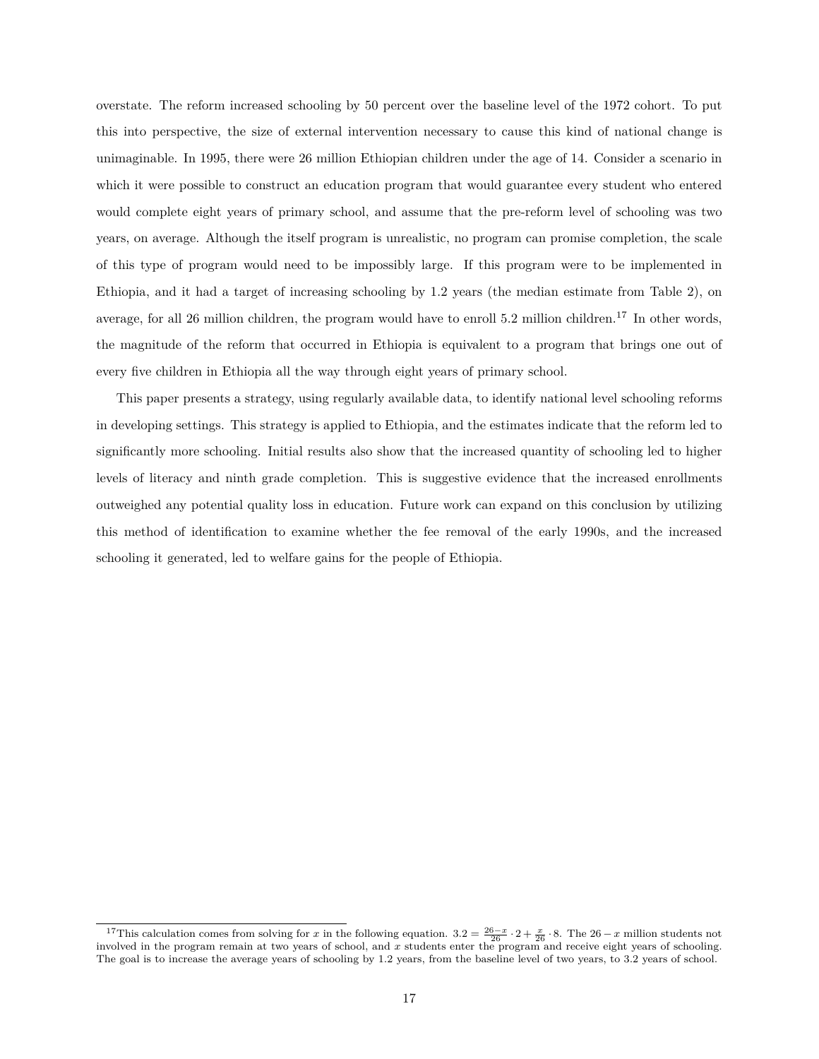overstate. The reform increased schooling by 50 percent over the baseline level of the 1972 cohort. To put this into perspective, the size of external intervention necessary to cause this kind of national change is unimaginable. In 1995, there were 26 million Ethiopian children under the age of 14. Consider a scenario in which it were possible to construct an education program that would guarantee every student who entered would complete eight years of primary school, and assume that the pre-reform level of schooling was two years, on average. Although the itself program is unrealistic, no program can promise completion, the scale of this type of program would need to be impossibly large. If this program were to be implemented in Ethiopia, and it had a target of increasing schooling by 1.2 years (the median estimate from Table 2), on average, for all 26 million children, the program would have to enroll 5.2 million children.[17] In other words, the magnitude of the reform that occurred in Ethiopia is equivalent to a program that brings one out of every five children in Ethiopia all the way through eight years of primary school.

This paper presents a strategy, using regularly available data, to identify national level schooling reforms in developing settings. This strategy is applied to Ethiopia, and the estimates indicate that the reform led to significantly more schooling. Initial results also show that the increased quantity of schooling led to higher levels of literacy and ninth grade completion. This is suggestive evidence that the increased enrollments outweighed any potential quality loss in education. Future work can expand on this conclusion by utilizing this method of identification to examine whether the fee removal of the early 1990s, and the increased schooling it generated, led to welfare gains for the people of Ethiopia.

---

[17]This calculation comes from solving for $x$ in the following equation. $3.2 = \frac{26-x}{26} \cdot 2 + \frac{x}{26} \cdot 8$. The $26 - x$ million students not involved in the program remain at two years of school, and $x$ students enter the program and receive eight years of schooling. The goal is to increase the average years of schooling by 1.2 years, from the baseline level of two years, to 3.2 years of school.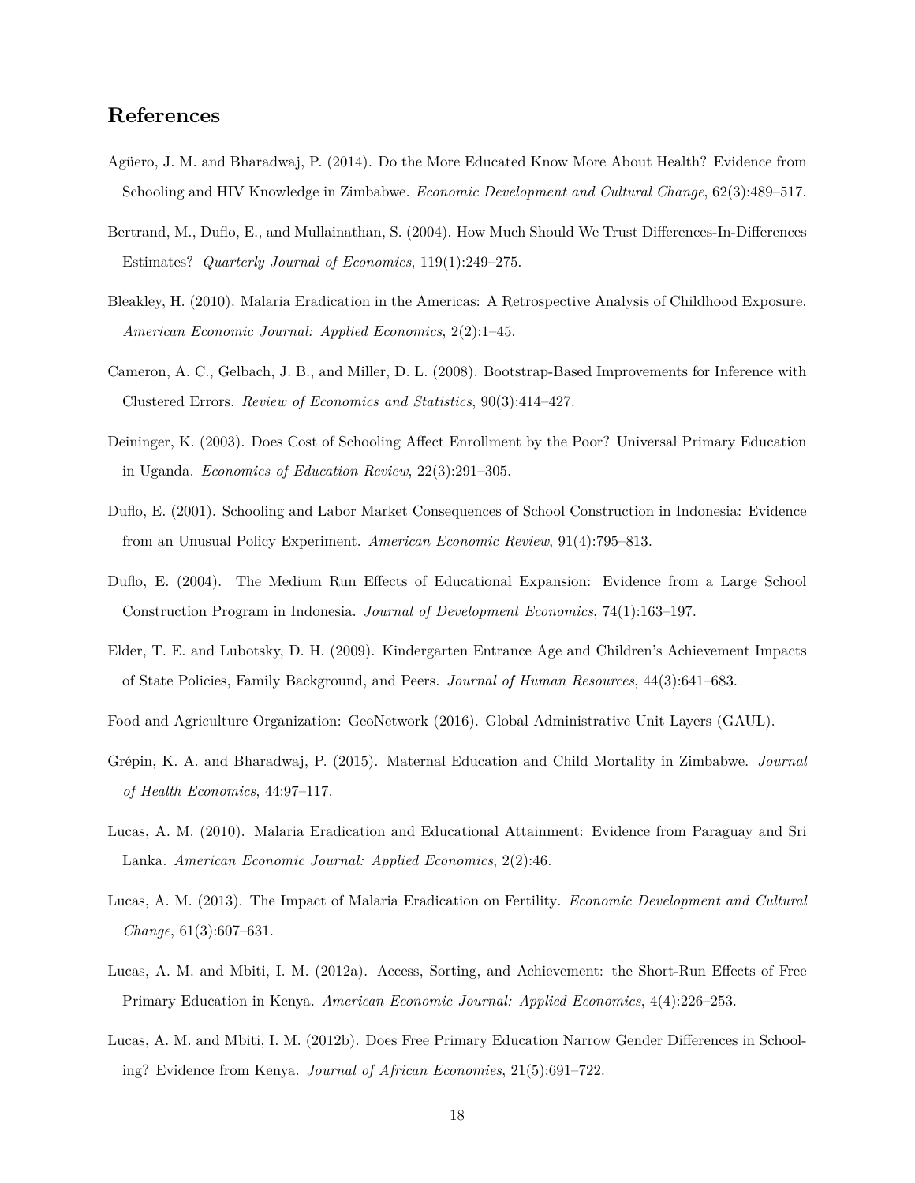## References

Agüero, J. M. and Bharadwaj, P. (2014). Do the More Educated Know More About Health? Evidence from Schooling and HIV Knowledge in Zimbabwe. *Economic Development and Cultural Change*, 62(3):489–517.

Bertrand, M., Duflo, E., and Mullainathan, S. (2004). How Much Should We Trust Differences-In-Differences Estimates? *Quarterly Journal of Economics*, 119(1):249–275.

Bleakley, H. (2010). Malaria Eradication in the Americas: A Retrospective Analysis of Childhood Exposure. *American Economic Journal: Applied Economics*, 2(2):1–45.

Cameron, A. C., Gelbach, J. B., and Miller, D. L. (2008). Bootstrap-Based Improvements for Inference with Clustered Errors. *Review of Economics and Statistics*, 90(3):414–427.

Deininger, K. (2003). Does Cost of Schooling Affect Enrollment by the Poor? Universal Primary Education in Uganda. *Economics of Education Review*, 22(3):291–305.

Duflo, E. (2001). Schooling and Labor Market Consequences of School Construction in Indonesia: Evidence from an Unusual Policy Experiment. *American Economic Review*, 91(4):795–813.

Duflo, E. (2004). The Medium Run Effects of Educational Expansion: Evidence from a Large School Construction Program in Indonesia. *Journal of Development Economics*, 74(1):163–197.

Elder, T. E. and Lubotsky, D. H. (2009). Kindergarten Entrance Age and Children's Achievement Impacts of State Policies, Family Background, and Peers. *Journal of Human Resources*, 44(3):641–683.

Food and Agriculture Organization: GeoNetwork (2016). Global Administrative Unit Layers (GAUL).

Grépin, K. A. and Bharadwaj, P. (2015). Maternal Education and Child Mortality in Zimbabwe. *Journal of Health Economics*, 44:97–117.

Lucas, A. M. (2010). Malaria Eradication and Educational Attainment: Evidence from Paraguay and Sri Lanka. *American Economic Journal: Applied Economics*, 2(2):46.

Lucas, A. M. (2013). The Impact of Malaria Eradication on Fertility. *Economic Development and Cultural Change*, 61(3):607–631.

Lucas, A. M. and Mbiti, I. M. (2012a). Access, Sorting, and Achievement: the Short-Run Effects of Free Primary Education in Kenya. *American Economic Journal: Applied Economics*, 4(4):226–253.

Lucas, A. M. and Mbiti, I. M. (2012b). Does Free Primary Education Narrow Gender Differences in Schooling? Evidence from Kenya. *Journal of African Economies*, 21(5):691–722.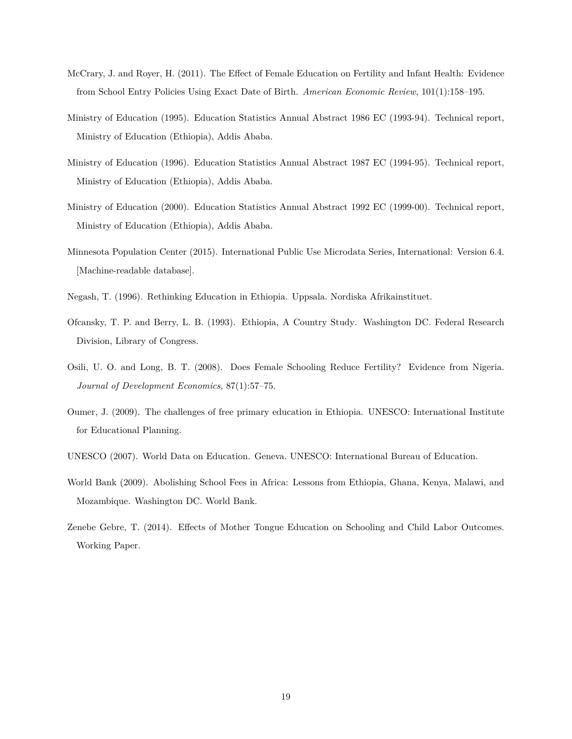McCrary, J. and Royer, H. (2011). The Effect of Female Education on Fertility and Infant Health: Evidence from School Entry Policies Using Exact Date of Birth. *American Economic Review*, 101(1):158–195.

Ministry of Education (1995). Education Statistics Annual Abstract 1986 EC (1993-94). Technical report, Ministry of Education (Ethiopia), Addis Ababa.

Ministry of Education (1996). Education Statistics Annual Abstract 1987 EC (1994-95). Technical report, Ministry of Education (Ethiopia), Addis Ababa.

Ministry of Education (2000). Education Statistics Annual Abstract 1992 EC (1999-00). Technical report, Ministry of Education (Ethiopia), Addis Ababa.

Minnesota Population Center (2015). International Public Use Microdata Series, International: Version 6.4. [Machine-readable database].

Negash, T. (1996). Rethinking Education in Ethiopia. Uppsala. Nordiska Afrikainstituet.

Ofcansky, T. P. and Berry, L. B. (1993). Ethiopia, A Country Study. Washington DC. Federal Research Division, Library of Congress.

Osili, U. O. and Long, B. T. (2008). Does Female Schooling Reduce Fertility? Evidence from Nigeria. *Journal of Development Economics*, 87(1):57–75.

Oumer, J. (2009). The challenges of free primary education in Ethiopia. UNESCO: International Institute for Educational Planning.

UNESCO (2007). World Data on Education. Geneva. UNESCO: International Bureau of Education.

World Bank (2009). Abolishing School Fees in Africa: Lessons from Ethiopia, Ghana, Kenya, Malawi, and Mozambique. Washington DC. World Bank.

Zenebe Gebre, T. (2014). Effects of Mother Tongue Education on Schooling and Child Labor Outcomes. Working Paper.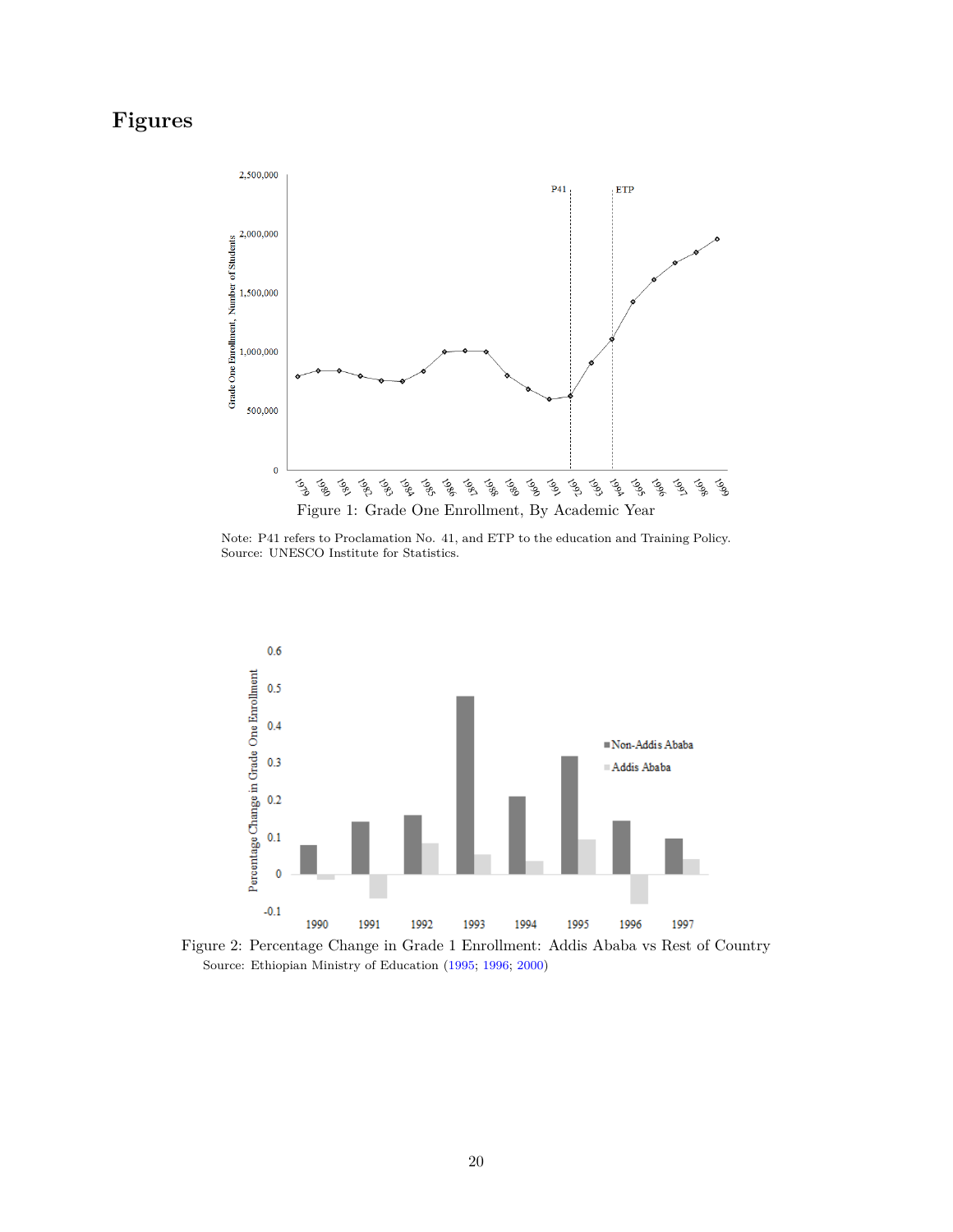# Figures

Figure 1: Grade One Enrollment, By Academic Year

Note: P41 refers to Proclamation No. 41, and ETP to the education and Training Policy.
Source: UNESCO Institute for Statistics.

Figure 2: Percentage Change in Grade 1 Enrollment: Addis Ababa vs Rest of Country
Source: Ethiopian Ministry of Education (1995; 1996; 2000)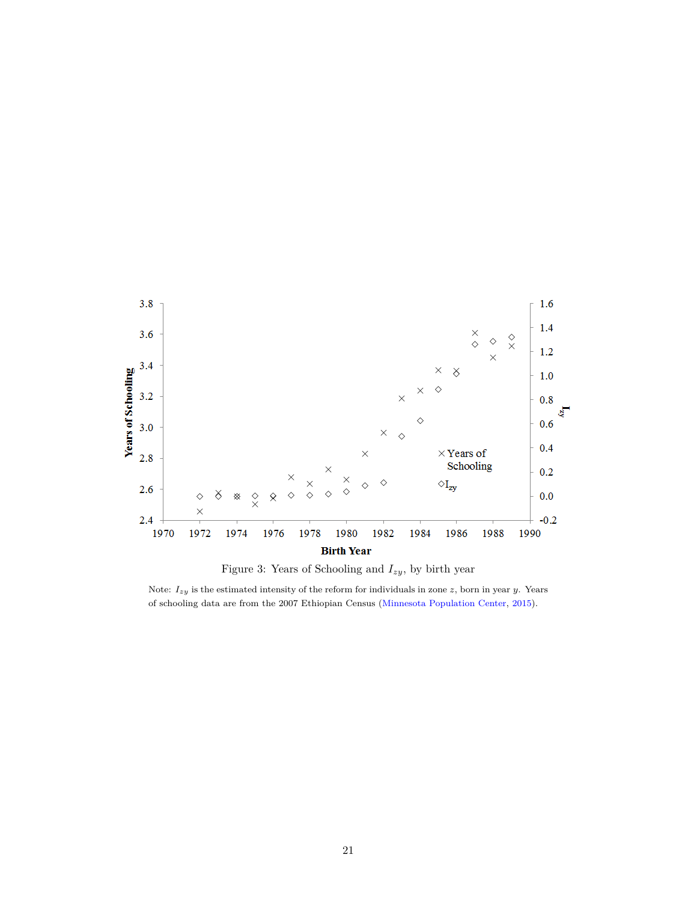Figure 3: Years of Schooling and $I_{zy}$, by birth year

Note: $I_{zy}$ is the estimated intensity of the reform for individuals in zone $z$, born in year $y$. Years of schooling data are from the 2007 Ethiopian Census (Minnesota Population Center, 2015).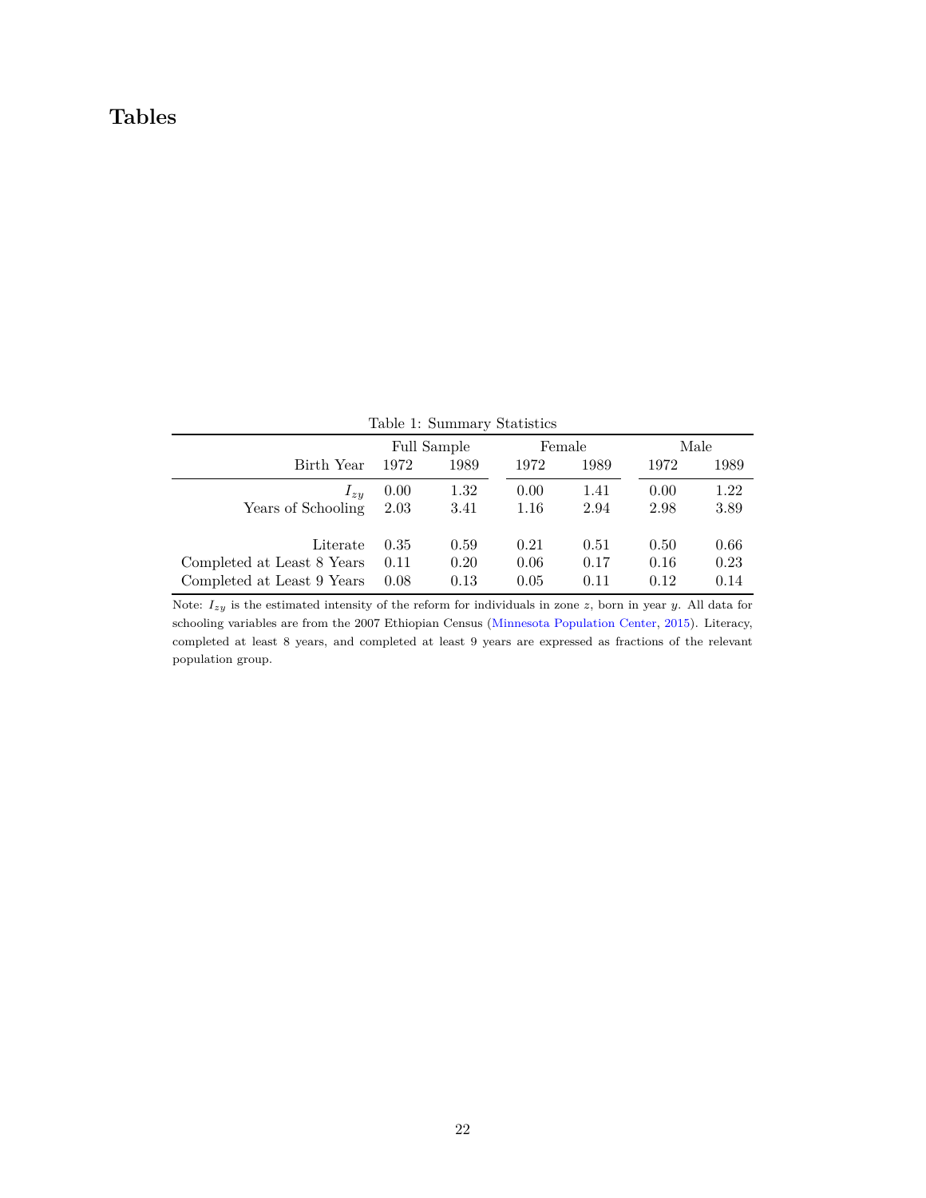# Tables

Table 1: Summary Statistics

| | Full Sample | | Female | | Male | |
|---|---|---|---|---|---|---|
| Birth Year | 1972 | 1989 | 1972 | 1989 | 1972 | 1989 |
| $I_{zy}$ | 0.00 | 1.32 | 0.00 | 1.41 | 0.00 | 1.22 |
| Years of Schooling | 2.03 | 3.41 | 1.16 | 2.94 | 2.98 | 3.89 |
| Literate | 0.35 | 0.59 | 0.21 | 0.51 | 0.50 | 0.66 |
| Completed at Least 8 Years | 0.11 | 0.20 | 0.06 | 0.17 | 0.16 | 0.23 |
| Completed at Least 9 Years | 0.08 | 0.13 | 0.05 | 0.11 | 0.12 | 0.14 |

Note: $I_{zy}$ is the estimated intensity of the reform for individuals in zone $z$, born in year $y$. All data for schooling variables are from the 2007 Ethiopian Census (Minnesota Population Center, 2015). Literacy, completed at least 8 years, and completed at least 9 years are expressed as fractions of the relevant population group.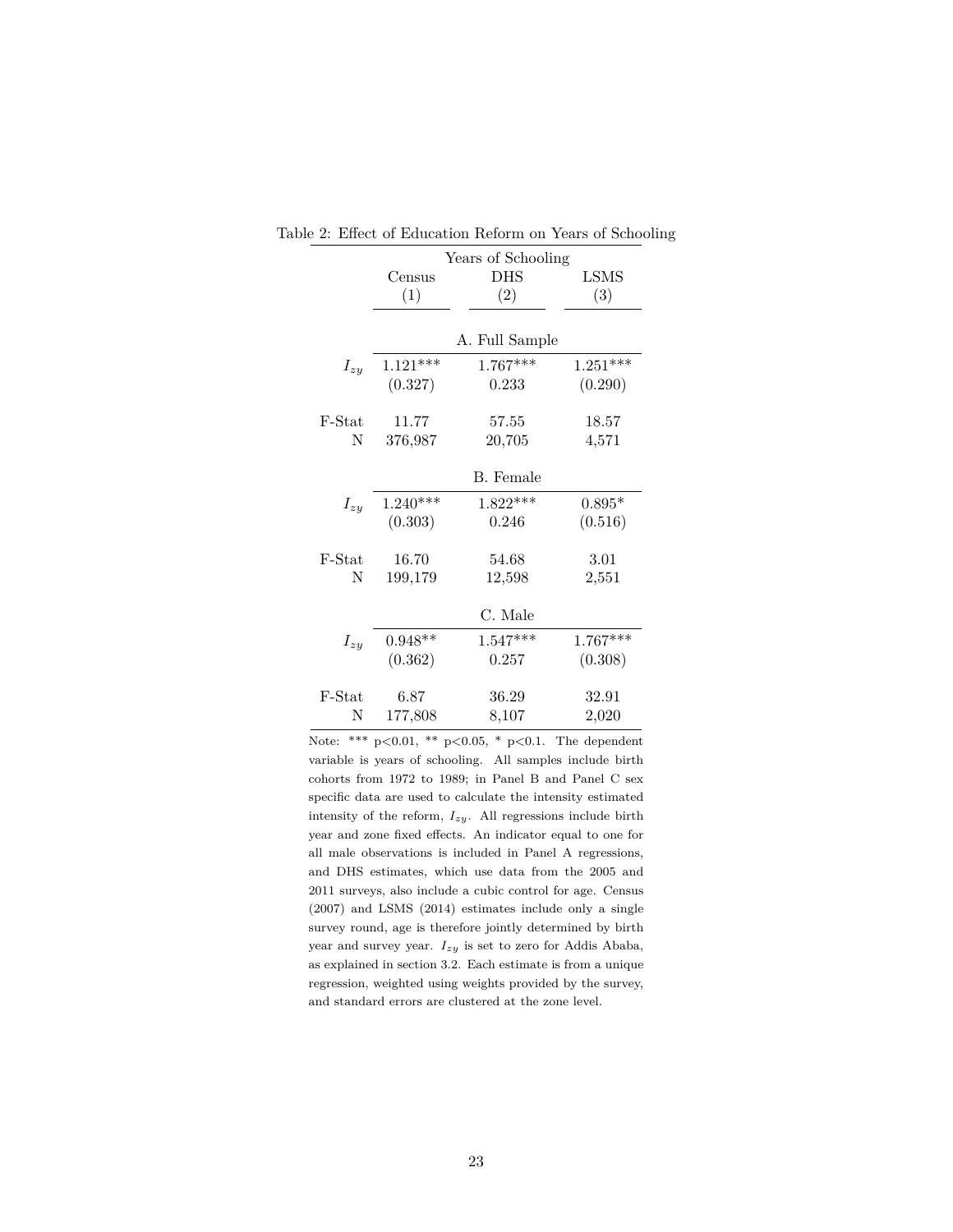Table 2: Effect of Education Reform on Years of Schooling

| | Years of Schooling | | |
|---|---|---|---|
| | Census | DHS | LSMS |
| | (1) | (2) | (3) |
| | | **A. Full Sample** | |
| $I_{zy}$ | 1.121*** | 1.767*** | 1.251*** |
| | (0.327) | 0.233 | (0.290) |
| F-Stat | 11.77 | 57.55 | 18.57 |
| N | 376,987 | 20,705 | 4,571 |
| | | **B. Female** | |
| $I_{zy}$ | 1.240*** | 1.822*** | 0.895* |
| | (0.303) | 0.246 | (0.516) |
| F-Stat | 16.70 | 54.68 | 3.01 |
| N | 199,179 | 12,598 | 2,551 |
| | | **C. Male** | |
| $I_{zy}$ | 0.948** | 1.547*** | 1.767*** |
| | (0.362) | 0.257 | (0.308) |
| F-Stat | 6.87 | 36.29 | 32.91 |
| N | 177,808 | 8,107 | 2,020 |

Note: *** p<0.01, ** p<0.05, * p<0.1. The dependent variable is years of schooling. All samples include birth cohorts from 1972 to 1989; in Panel B and Panel C sex specific data are used to calculate the intensity estimated intensity of the reform, $I_{zy}$. All regressions include birth year and zone fixed effects. An indicator equal to one for all male observations is included in Panel A regressions, and DHS estimates, which use data from the 2005 and 2011 surveys, also include a cubic control for age. Census (2007) and LSMS (2014) estimates include only a single survey round, age is therefore jointly determined by birth year and survey year. $I_{zy}$ is set to zero for Addis Ababa, as explained in section 3.2. Each estimate is from a unique regression, weighted using weights provided by the survey, and standard errors are clustered at the zone level.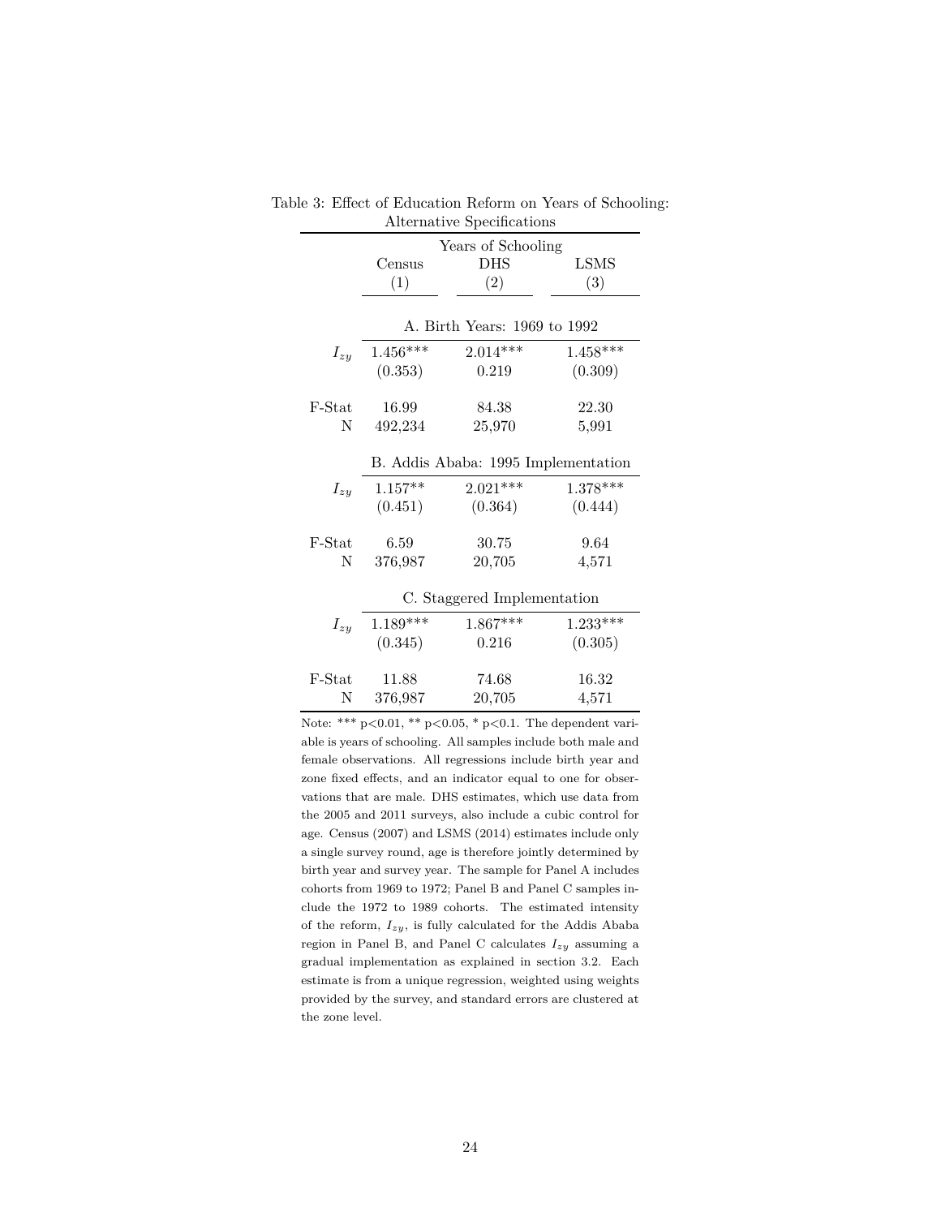Table 3: Effect of Education Reform on Years of Schooling: Alternative Specifications

| | Years of Schooling | | |
|---|---|---|---|
| | Census | DHS | LSMS |
| | (1) | (2) | (3) |
| | **A. Birth Years: 1969 to 1992** | | |
| $I_{zy}$ | 1.456*** | 2.014*** | 1.458*** |
| | (0.353) | 0.219 | (0.309) |
| F-Stat | 16.99 | 84.38 | 22.30 |
| N | 492,234 | 25,970 | 5,991 |
| | **B. Addis Ababa: 1995 Implementation** | | |
| $I_{zy}$ | 1.157** | 2.021*** | 1.378*** |
| | (0.451) | (0.364) | (0.444) |
| F-Stat | 6.59 | 30.75 | 9.64 |
| N | 376,987 | 20,705 | 4,571 |
| | **C. Staggered Implementation** | | |
| $I_{zy}$ | 1.189*** | 1.867*** | 1.233*** |
| | (0.345) | 0.216 | (0.305) |
| F-Stat | 11.88 | 74.68 | 16.32 |
| N | 376,987 | 20,705 | 4,571 |

Note: *** p<0.01, ** p<0.05, * p<0.1. The dependent variable is years of schooling. All samples include both male and female observations. All regressions include birth year and zone fixed effects, and an indicator equal to one for observations that are male. DHS estimates, which use data from the 2005 and 2011 surveys, also include a cubic control for age. Census (2007) and LSMS (2014) estimates include only a single survey round, age is therefore jointly determined by birth year and survey year. The sample for Panel A includes cohorts from 1969 to 1972; Panel B and Panel C samples include the 1972 to 1989 cohorts. The estimated intensity of the reform, $I_{zy}$, is fully calculated for the Addis Ababa region in Panel B, and Panel C calculates $I_{zy}$ assuming a gradual implementation as explained in section 3.2. Each estimate is from a unique regression, weighted using weights provided by the survey, and standard errors are clustered at the zone level.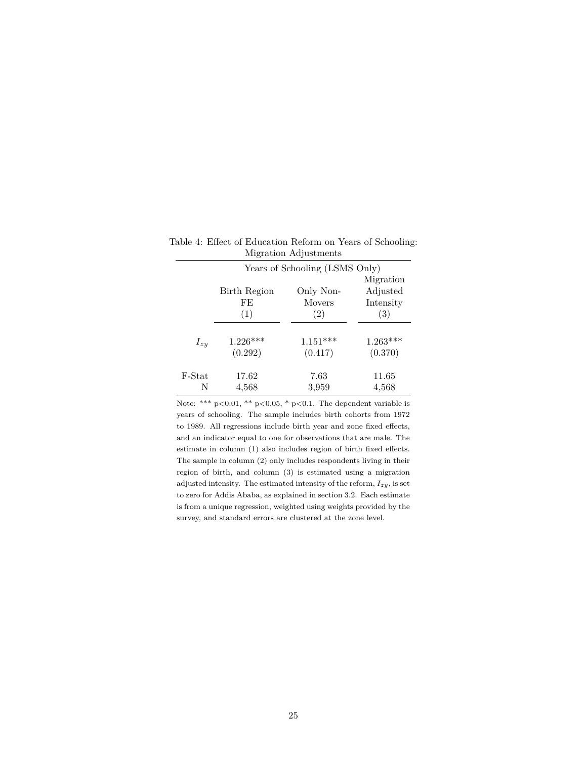Table 4: Effect of Education Reform on Years of Schooling: Migration Adjustments

| | Years of Schooling (LSMS Only) | | |
|---|---|---|---|
| | Birth Region FE | Only Non-Movers | Migration Adjusted Intensity |
| | (1) | (2) | (3) |
| $I_{zy}$ | 1.226*** | 1.151*** | 1.263*** |
| | (0.292) | (0.417) | (0.370) |
| F-Stat | 17.62 | 7.63 | 11.65 |
| N | 4,568 | 3,959 | 4,568 |

Note: *** p<0.01, ** p<0.05, * p<0.1. The dependent variable is years of schooling. The sample includes birth cohorts from 1972 to 1989. All regressions include birth year and zone fixed effects, and an indicator equal to one for observations that are male. The estimate in column (1) also includes region of birth fixed effects. The sample in column (2) only includes respondents living in their region of birth, and column (3) is estimated using a migration adjusted intensity. The estimated intensity of the reform, $I_{zy}$, is set to zero for Addis Ababa, as explained in section 3.2. Each estimate is from a unique regression, weighted using weights provided by the survey, and standard errors are clustered at the zone level.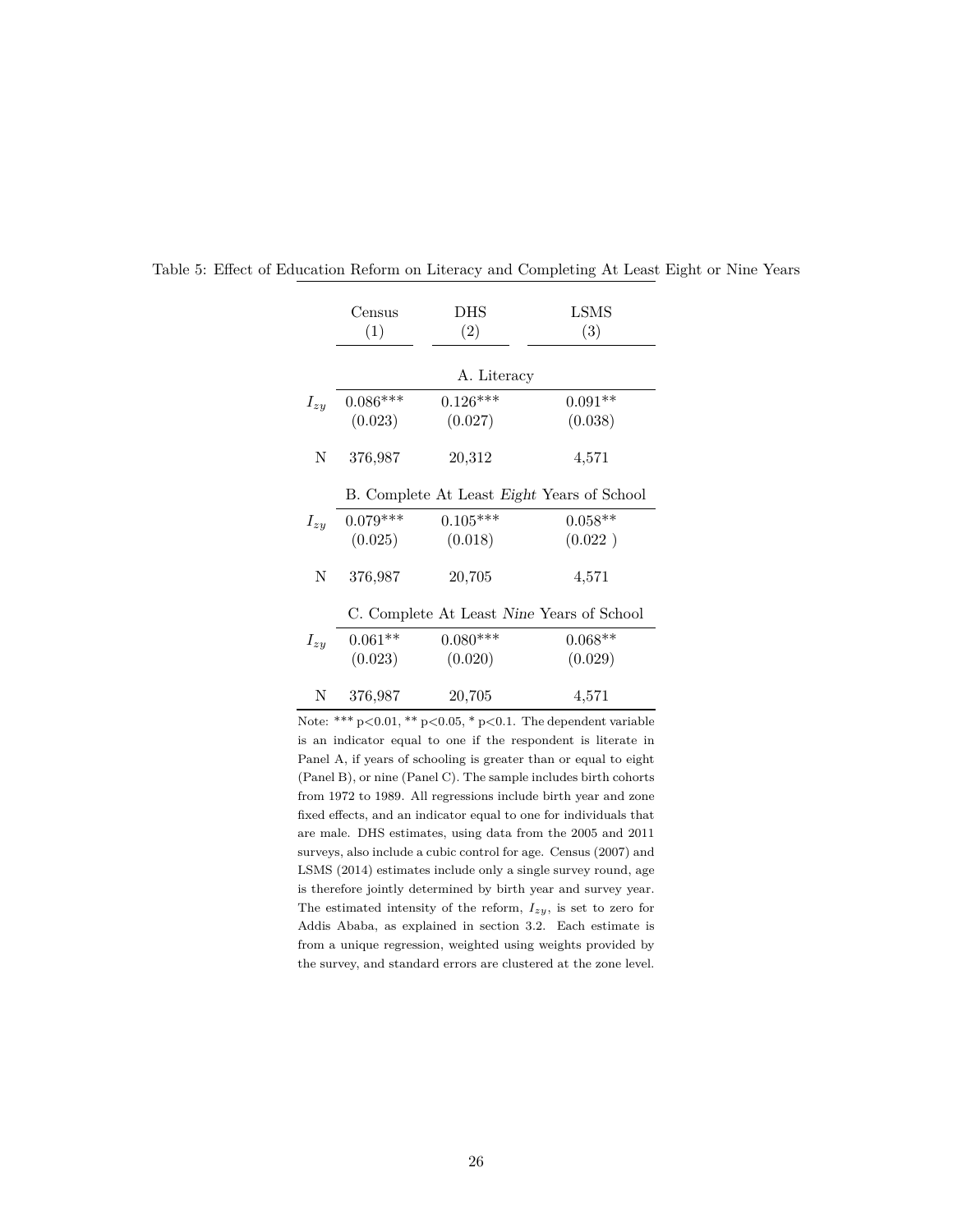Table 5: Effect of Education Reform on Literacy and Completing At Least Eight or Nine Years

| | Census (1) | DHS (2) | LSMS (3) |
|---|---|---|---|
| | **A. Literacy** | | |
| $I_{zy}$ | 0.086*** | 0.126*** | 0.091** |
| | (0.023) | (0.027) | (0.038) |
| N | 376,987 | 20,312 | 4,571 |
| | **B. Complete At Least *Eight* Years of School** | | |
| $I_{zy}$ | 0.079*** | 0.105*** | 0.058** |
| | (0.025) | (0.018) | (0.022 ) |
| N | 376,987 | 20,705 | 4,571 |
| | **C. Complete At Least *Nine* Years of School** | | |
| $I_{zy}$ | 0.061** | 0.080*** | 0.068** |
| | (0.023) | (0.020) | (0.029) |
| N | 376,987 | 20,705 | 4,571 |

Note: *** p<0.01, ** p<0.05, * p<0.1. The dependent variable is an indicator equal to one if the respondent is literate in Panel A, if years of schooling is greater than or equal to eight (Panel B), or nine (Panel C). The sample includes birth cohorts from 1972 to 1989. All regressions include birth year and zone fixed effects, and an indicator equal to one for individuals that are male. DHS estimates, using data from the 2005 and 2011 surveys, also include a cubic control for age. Census (2007) and LSMS (2014) estimates include only a single survey round, age is therefore jointly determined by birth year and survey year. The estimated intensity of the reform, $I_{zy}$, is set to zero for Addis Ababa, as explained in section 3.2. Each estimate is from a unique regression, weighted using weights provided by the survey, and standard errors are clustered at the zone level.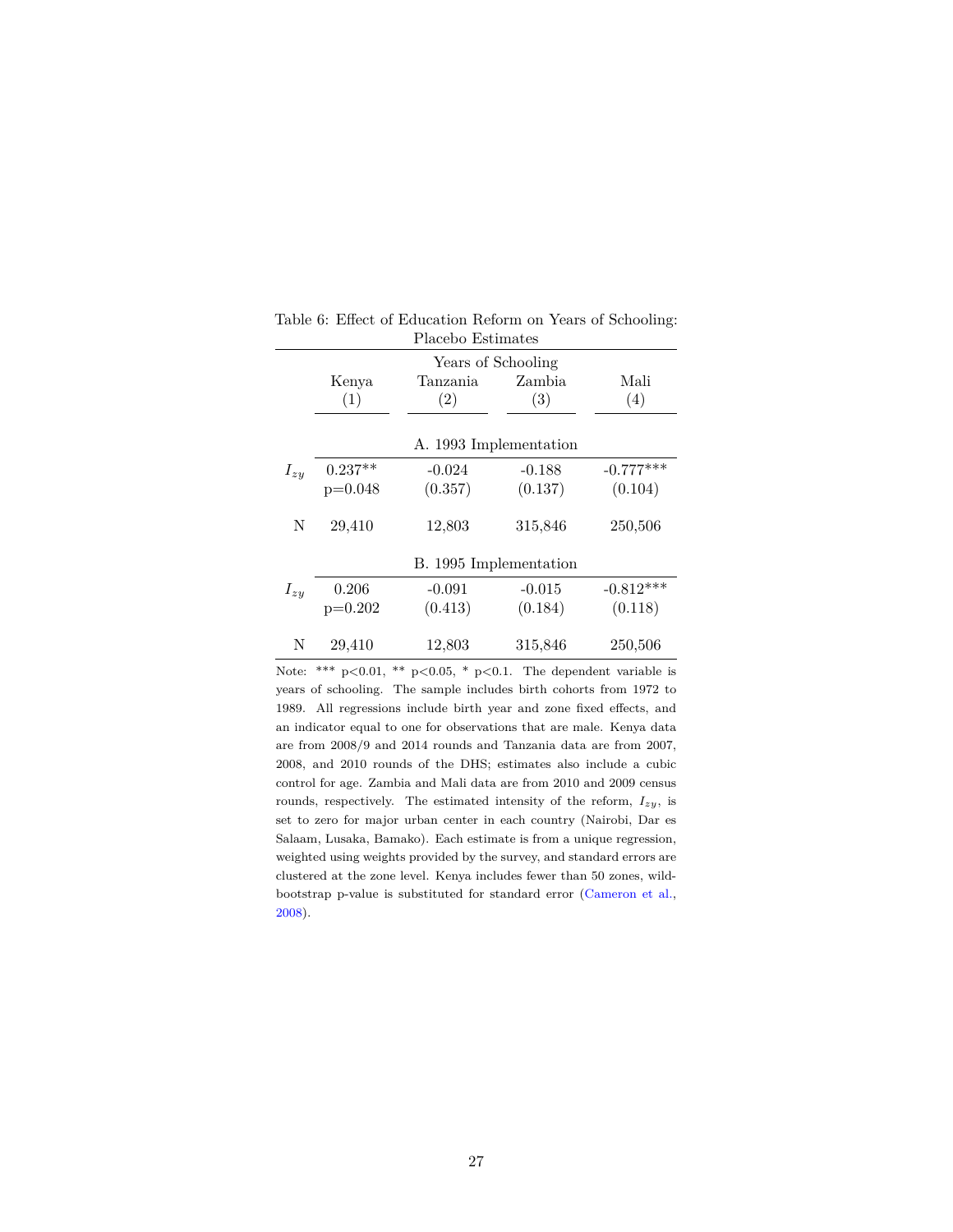Table 6: Effect of Education Reform on Years of Schooling: Placebo Estimates

| | Years of Schooling | | | |
|---|---|---|---|---|
| | Kenya (1) | Tanzania (2) | Zambia (3) | Mali (4) |
| | A. 1993 Implementation | | | |
| $I_{zy}$ | 0.237** | -0.024 | -0.188 | -0.777*** |
| | p=0.048 | (0.357) | (0.137) | (0.104) |
| N | 29,410 | 12,803 | 315,846 | 250,506 |
| | B. 1995 Implementation | | | |
| $I_{zy}$ | 0.206 | -0.091 | -0.015 | -0.812*** |
| | p=0.202 | (0.413) | (0.184) | (0.118) |
| N | 29,410 | 12,803 | 315,846 | 250,506 |

Note: *** p<0.01, ** p<0.05, * p<0.1. The dependent variable is years of schooling. The sample includes birth cohorts from 1972 to 1989. All regressions include birth year and zone fixed effects, and an indicator equal to one for observations that are male. Kenya data are from 2008/9 and 2014 rounds and Tanzania data are from 2007, 2008, and 2010 rounds of the DHS; estimates also include a cubic control for age. Zambia and Mali data are from 2010 and 2009 census rounds, respectively. The estimated intensity of the reform, $I_{zy}$, is set to zero for major urban center in each country (Nairobi, Dar es Salaam, Lusaka, Bamako). Each estimate is from a unique regression, weighted using weights provided by the survey, and standard errors are clustered at the zone level. Kenya includes fewer than 50 zones, wild-bootstrap p-value is substituted for standard error (Cameron et al., 2008).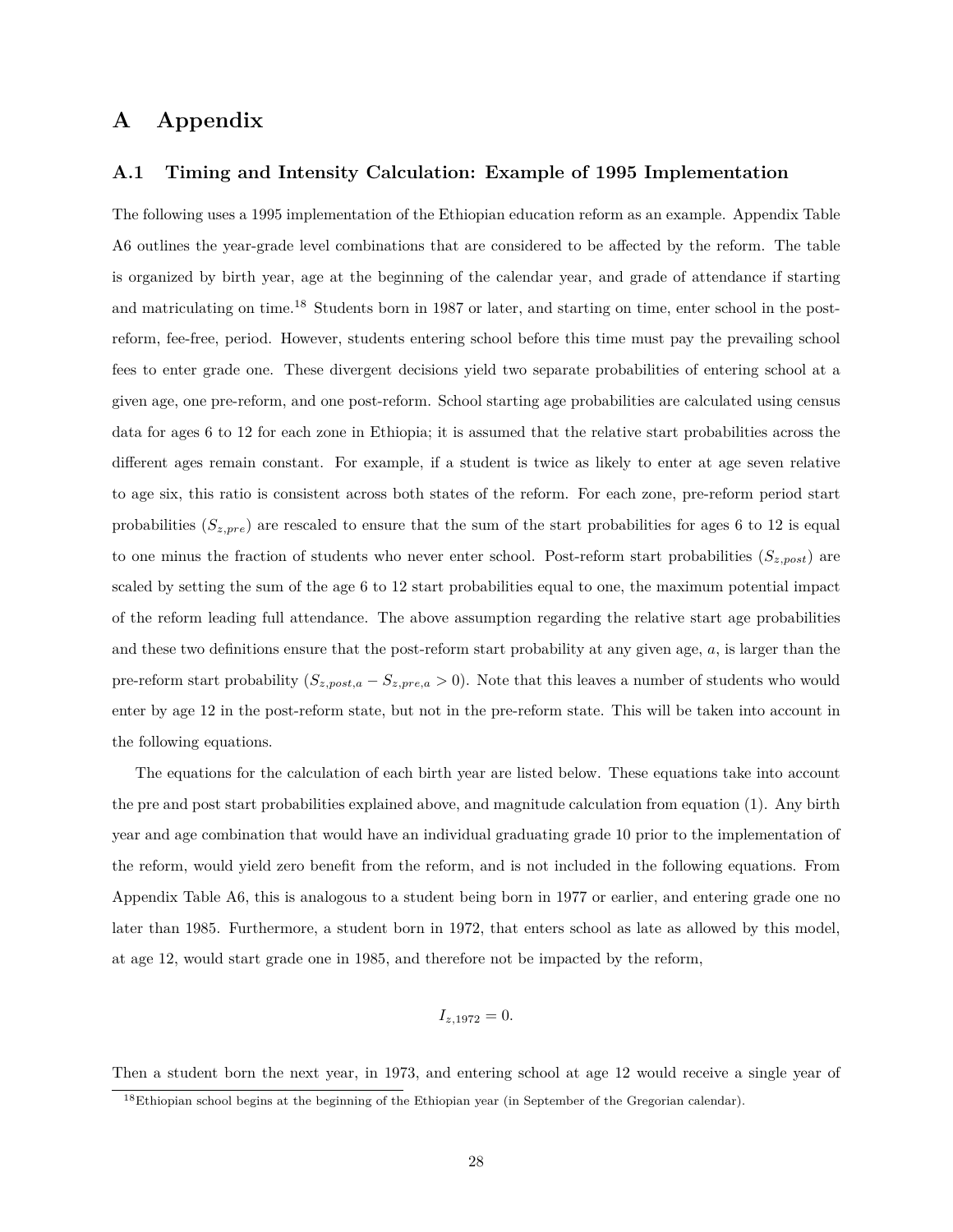# A Appendix

## A.1 Timing and Intensity Calculation: Example of 1995 Implementation

The following uses a 1995 implementation of the Ethiopian education reform as an example. Appendix Table A6 outlines the year-grade level combinations that are considered to be affected by the reform. The table is organized by birth year, age at the beginning of the calendar year, and grade of attendance if starting and matriculating on time.[18] Students born in 1987 or later, and starting on time, enter school in the post-reform, fee-free, period. However, students entering school before this time must pay the prevailing school fees to enter grade one. These divergent decisions yield two separate probabilities of entering school at a given age, one pre-reform, and one post-reform. School starting age probabilities are calculated using census data for ages 6 to 12 for each zone in Ethiopia; it is assumed that the relative start probabilities across the different ages remain constant. For example, if a student is twice as likely to enter at age seven relative to age six, this ratio is consistent across both states of the reform. For each zone, pre-reform period start probabilities ($S_{z,pre}$) are rescaled to ensure that the sum of the start probabilities for ages 6 to 12 is equal to one minus the fraction of students who never enter school. Post-reform start probabilities ($S_{z,post}$) are scaled by setting the sum of the age 6 to 12 start probabilities equal to one, the maximum potential impact of the reform leading full attendance. The above assumption regarding the relative start age probabilities and these two definitions ensure that the post-reform start probability at any given age, $a$, is larger than the pre-reform start probability ($S_{z,post,a} - S_{z,pre,a} > 0$). Note that this leaves a number of students who would enter by age 12 in the post-reform state, but not in the pre-reform state. This will be taken into account in the following equations.

The equations for the calculation of each birth year are listed below. These equations take into account the pre and post start probabilities explained above, and magnitude calculation from equation (1). Any birth year and age combination that would have an individual graduating grade 10 prior to the implementation of the reform, would yield zero benefit from the reform, and is not included in the following equations. From Appendix Table A6, this is analogous to a student being born in 1977 or earlier, and entering grade one no later than 1985. Furthermore, a student born in 1972, that enters school as late as allowed by this model, at age 12, would start grade one in 1985, and therefore not be impacted by the reform,

$$I_{z,1972} = 0.$$

Then a student born the next year, in 1973, and entering school at age 12 would receive a single year of

[18] Ethiopian school begins at the beginning of the Ethiopian year (in September of the Gregorian calendar).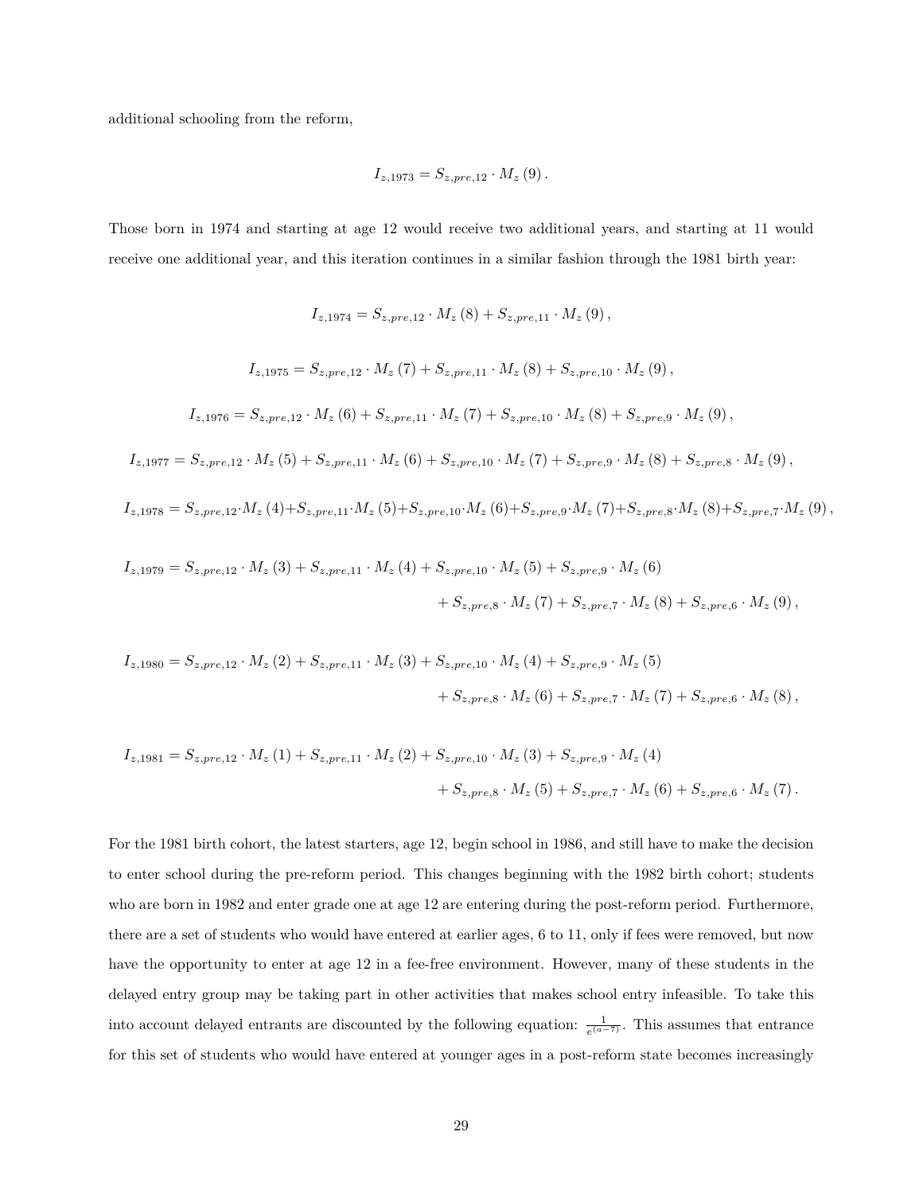additional schooling from the reform,

$$I_{z,1973} = S_{z,pre,12} \cdot M_z(9).$$

Those born in 1974 and starting at age 12 would receive two additional years, and starting at 11 would receive one additional year, and this iteration continues in a similar fashion through the 1981 birth year:

$$I_{z,1974} = S_{z,pre,12} \cdot M_z(8) + S_{z,pre,11} \cdot M_z(9),$$

$$I_{z,1975} = S_{z,pre,12} \cdot M_z(7) + S_{z,pre,11} \cdot M_z(8) + S_{z,pre,10} \cdot M_z(9),$$

$$I_{z,1976} = S_{z,pre,12} \cdot M_z(6) + S_{z,pre,11} \cdot M_z(7) + S_{z,pre,10} \cdot M_z(8) + S_{z,pre,9} \cdot M_z(9),$$

$$I_{z,1977} = S_{z,pre,12} \cdot M_z(5) + S_{z,pre,11} \cdot M_z(6) + S_{z,pre,10} \cdot M_z(7) + S_{z,pre,9} \cdot M_z(8) + S_{z,pre,8} \cdot M_z(9),$$

$$I_{z,1978} = S_{z,pre,12} \cdot M_z(4) + S_{z,pre,11} \cdot M_z(5) + S_{z,pre,10} \cdot M_z(6) + S_{z,pre,9} \cdot M_z(7) + S_{z,pre,8} \cdot M_z(8) + S_{z,pre,7} \cdot M_z(9),$$

$$I_{z,1979} = S_{z,pre,12} \cdot M_z(3) + S_{z,pre,11} \cdot M_z(4) + S_{z,pre,10} \cdot M_z(5) + S_{z,pre,9} \cdot M_z(6) + S_{z,pre,8} \cdot M_z(7) + S_{z,pre,7} \cdot M_z(8) + S_{z,pre,6} \cdot M_z(9),$$

$$I_{z,1980} = S_{z,pre,12} \cdot M_z(2) + S_{z,pre,11} \cdot M_z(3) + S_{z,pre,10} \cdot M_z(4) + S_{z,pre,9} \cdot M_z(5) + S_{z,pre,8} \cdot M_z(6) + S_{z,pre,7} \cdot M_z(7) + S_{z,pre,6} \cdot M_z(8),$$

$$I_{z,1981} = S_{z,pre,12} \cdot M_z(1) + S_{z,pre,11} \cdot M_z(2) + S_{z,pre,10} \cdot M_z(3) + S_{z,pre,9} \cdot M_z(4) + S_{z,pre,8} \cdot M_z(5) + S_{z,pre,7} \cdot M_z(6) + S_{z,pre,6} \cdot M_z(7).$$

For the 1981 birth cohort, the latest starters, age 12, begin school in 1986, and still have to make the decision to enter school during the pre-reform period. This changes beginning with the 1982 birth cohort; students who are born in 1982 and enter grade one at age 12 are entering during the post-reform period. Furthermore, there are a set of students who would have entered at earlier ages, 6 to 11, only if fees were removed, but now have the opportunity to enter at age 12 in a fee-free environment. However, many of these students in the delayed entry group may be taking part in other activities that makes school entry infeasible. To take this into account delayed entrants are discounted by the following equation: $\frac{1}{e^{(a-7)}}$. This assumes that entrance for this set of students who would have entered at younger ages in a post-reform state becomes increasingly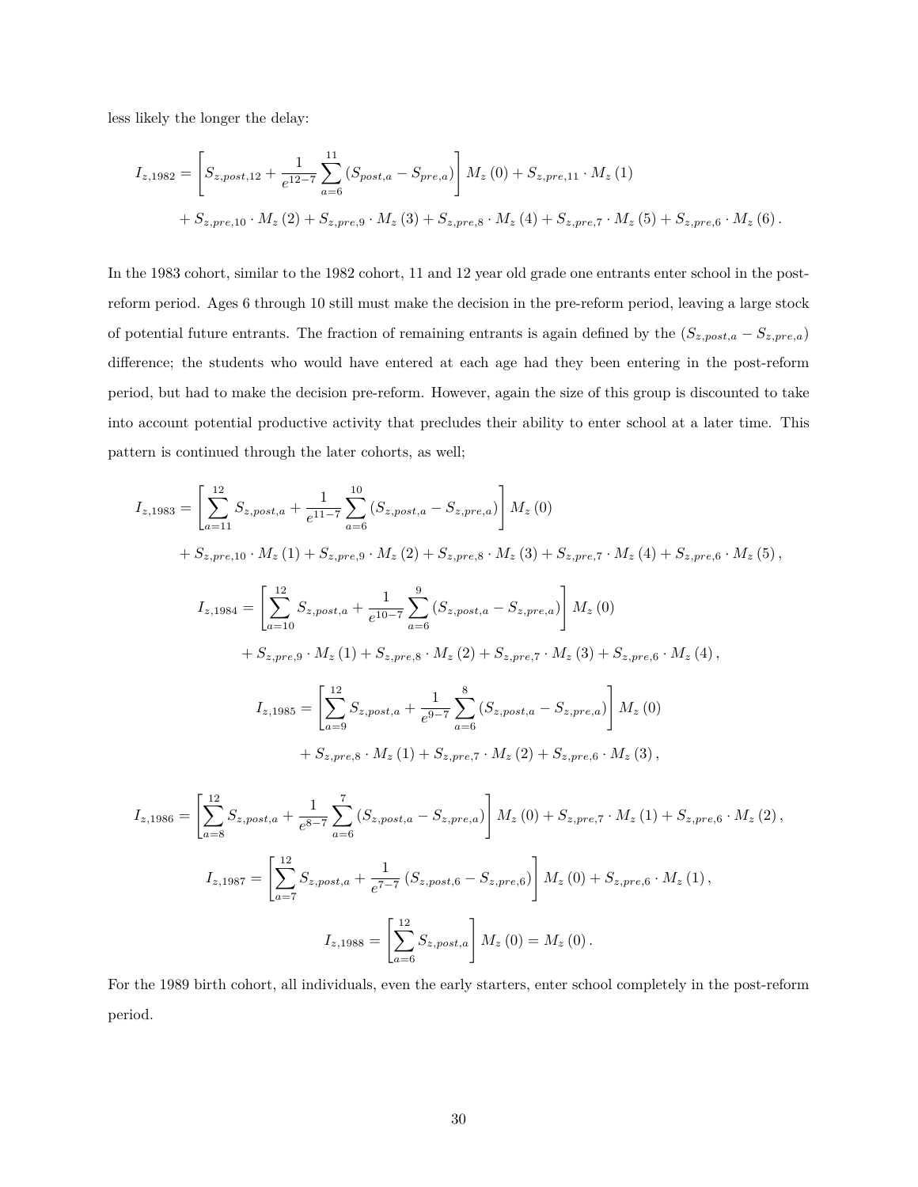less likely the longer the delay:

$$I_{z,1982} = \left[S_{z,post,12} + \frac{1}{e^{12-7}}\sum_{a=6}^{11}\left(S_{post,a} - S_{pre,a}\right)\right] M_z\left(0\right) + S_{z,pre,11} \cdot M_z\left(1\right)$$
$$+ S_{z,pre,10} \cdot M_z\left(2\right) + S_{z,pre,9} \cdot M_z\left(3\right) + S_{z,pre,8} \cdot M_z\left(4\right) + S_{z,pre,7} \cdot M_z\left(5\right) + S_{z,pre,6} \cdot M_z\left(6\right).$$

In the 1983 cohort, similar to the 1982 cohort, 11 and 12 year old grade one entrants enter school in the post-reform period. Ages 6 through 10 still must make the decision in the pre-reform period, leaving a large stock of potential future entrants. The fraction of remaining entrants is again defined by the $(S_{z,post,a} - S_{z,pre,a})$ difference; the students who would have entered at each age had they been entering in the post-reform period, but had to make the decision pre-reform. However, again the size of this group is discounted to take into account potential productive activity that precludes their ability to enter school at a later time. This pattern is continued through the later cohorts, as well;

$$I_{z,1983} = \left[\sum_{a=11}^{12} S_{z,post,a} + \frac{1}{e^{11-7}}\sum_{a=6}^{10}\left(S_{z,post,a} - S_{z,pre,a}\right)\right] M_z\left(0\right)$$
$$+ S_{z,pre,10} \cdot M_z\left(1\right) + S_{z,pre,9} \cdot M_z\left(2\right) + S_{z,pre,8} \cdot M_z\left(3\right) + S_{z,pre,7} \cdot M_z\left(4\right) + S_{z,pre,6} \cdot M_z\left(5\right),$$

$$I_{z,1984} = \left[\sum_{a=10}^{12} S_{z,post,a} + \frac{1}{e^{10-7}}\sum_{a=6}^{9}\left(S_{z,post,a} - S_{z,pre,a}\right)\right] M_z\left(0\right)$$
$$+ S_{z,pre,9} \cdot M_z\left(1\right) + S_{z,pre,8} \cdot M_z\left(2\right) + S_{z,pre,7} \cdot M_z\left(3\right) + S_{z,pre,6} \cdot M_z\left(4\right),$$

$$I_{z,1985} = \left[\sum_{a=9}^{12} S_{z,post,a} + \frac{1}{e^{9-7}}\sum_{a=6}^{8}\left(S_{z,post,a} - S_{z,pre,a}\right)\right] M_z\left(0\right)$$
$$+ S_{z,pre,8} \cdot M_z\left(1\right) + S_{z,pre,7} \cdot M_z\left(2\right) + S_{z,pre,6} \cdot M_z\left(3\right),$$

$$I_{z,1986} = \left[\sum_{a=8}^{12} S_{z,post,a} + \frac{1}{e^{8-7}}\sum_{a=6}^{7}\left(S_{z,post,a} - S_{z,pre,a}\right)\right] M_z\left(0\right) + S_{z,pre,7} \cdot M_z\left(1\right) + S_{z,pre,6} \cdot M_z\left(2\right),$$

$$I_{z,1987} = \left[\sum_{a=7}^{12} S_{z,post,a} + \frac{1}{e^{7-7}}\left(S_{z,post,6} - S_{z,pre,6}\right)\right] M_z\left(0\right) + S_{z,pre,6} \cdot M_z\left(1\right),$$

$$I_{z,1988} = \left[\sum_{a=6}^{12} S_{z,post,a}\right] M_z\left(0\right) = M_z\left(0\right).$$

For the 1989 birth cohort, all individuals, even the early starters, enter school completely in the post-reform period.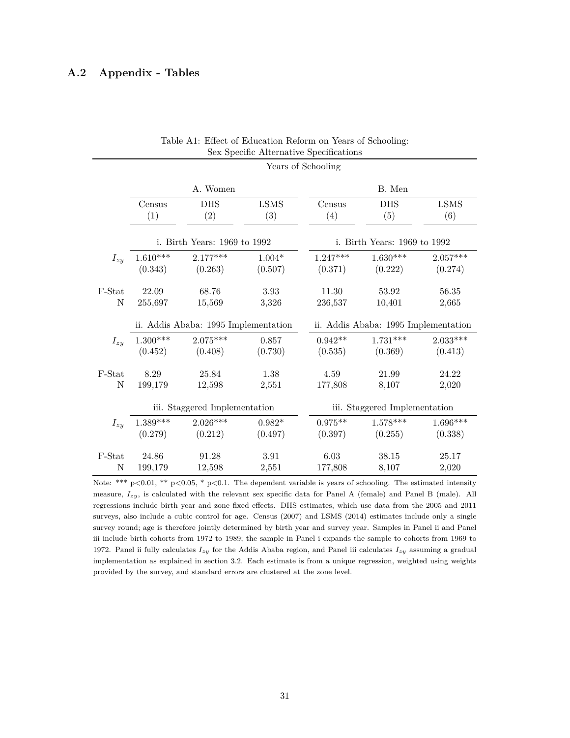## A.2 Appendix - Tables

Table A1: Effect of Education Reform on Years of Schooling: Sex Specific Alternative Specifications

| | Years of Schooling | | | | | |
|---|---|---|---|---|---|---|
| | A. Women | | | B. Men | | |
| | Census | DHS | LSMS | Census | DHS | LSMS |
| | (1) | (2) | (3) | (4) | (5) | (6) |
| | i. Birth Years: 1969 to 1992 | | | i. Birth Years: 1969 to 1992 | | |
| $I_{zy}$ | 1.610*** | 2.177*** | 1.004* | 1.247*** | 1.630*** | 2.057*** |
| | (0.343) | (0.263) | (0.507) | (0.371) | (0.222) | (0.274) |
| F-Stat | 22.09 | 68.76 | 3.93 | 11.30 | 53.92 | 56.35 |
| N | 255,697 | 15,569 | 3,326 | 236,537 | 10,401 | 2,665 |
| | ii. Addis Ababa: 1995 Implementation | | | ii. Addis Ababa: 1995 Implementation | | |
| $I_{zy}$ | 1.300*** | 2.075*** | 0.857 | 0.942** | 1.731*** | 2.033*** |
| | (0.452) | (0.408) | (0.730) | (0.535) | (0.369) | (0.413) |
| F-Stat | 8.29 | 25.84 | 1.38 | 4.59 | 21.99 | 24.22 |
| N | 199,179 | 12,598 | 2,551 | 177,808 | 8,107 | 2,020 |
| | iii. Staggered Implementation | | | iii. Staggered Implementation | | |
| $I_{zy}$ | 1.389*** | 2.026*** | 0.982* | 0.975** | 1.578*** | 1.696*** |
| | (0.279) | (0.212) | (0.497) | (0.397) | (0.255) | (0.338) |
| F-Stat | 24.86 | 91.28 | 3.91 | 6.03 | 38.15 | 25.17 |
| N | 199,179 | 12,598 | 2,551 | 177,808 | 8,107 | 2,020 |

Note: *** p<0.01, ** p<0.05, * p<0.1. The dependent variable is years of schooling. The estimated intensity measure, $I_{zy}$, is calculated with the relevant sex specific data for Panel A (female) and Panel B (male). All regressions include birth year and zone fixed effects. DHS estimates, which use data from the 2005 and 2011 surveys, also include a cubic control for age. Census (2007) and LSMS (2014) estimates include only a single survey round; age is therefore jointly determined by birth year and survey year. Samples in Panel ii and Panel iii include birth cohorts from 1972 to 1989; the sample in Panel i expands the sample to cohorts from 1969 to 1972. Panel ii fully calculates $I_{zy}$ for the Addis Ababa region, and Panel iii calculates $I_{zy}$ assuming a gradual implementation as explained in section 3.2. Each estimate is from a unique regression, weighted using weights provided by the survey, and standard errors are clustered at the zone level.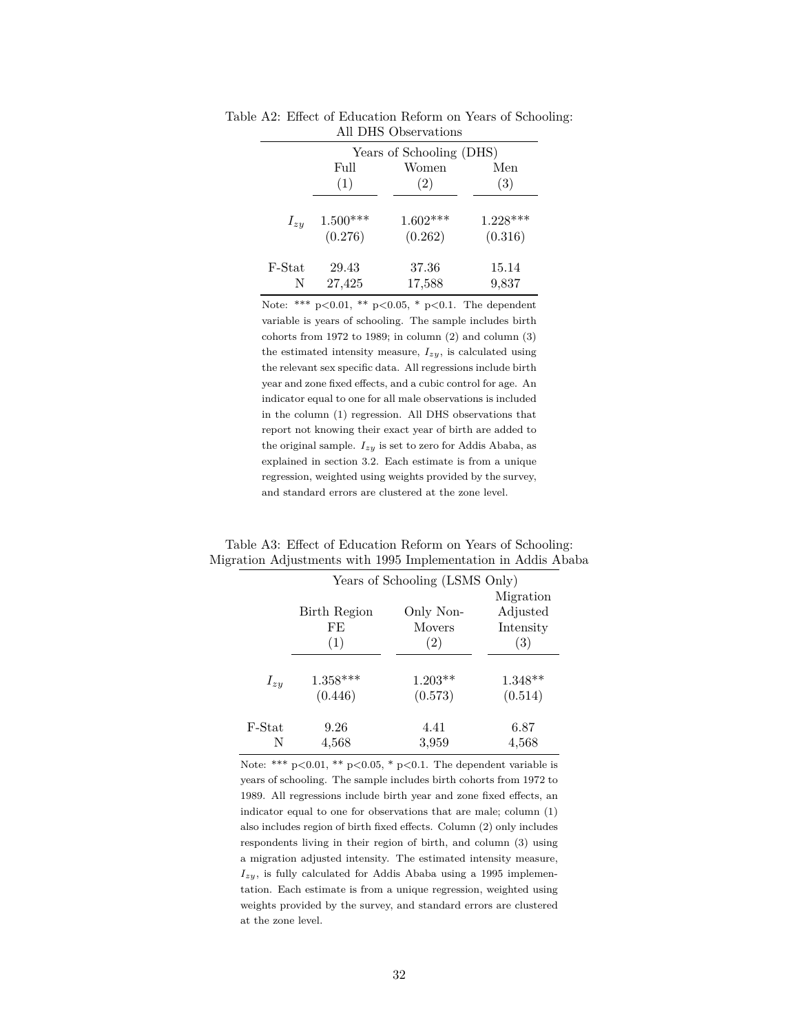Table A2: Effect of Education Reform on Years of Schooling: All DHS Observations

| | Years of Schooling (DHS) | | |
|---|---|---|---|
| | Full | Women | Men |
| | (1) | (2) | (3) |
| $I_{zy}$ | 1.500*** | 1.602*** | 1.228*** |
| | (0.276) | (0.262) | (0.316) |
| F-Stat | 29.43 | 37.36 | 15.14 |
| N | 27,425 | 17,588 | 9,837 |

Note: *** p<0.01, ** p<0.05, * p<0.1. The dependent variable is years of schooling. The sample includes birth cohorts from 1972 to 1989; in column (2) and column (3) the estimated intensity measure, $I_{zy}$, is calculated using the relevant sex specific data. All regressions include birth year and zone fixed effects, and a cubic control for age. An indicator equal to one for all male observations is included in the column (1) regression. All DHS observations that report not knowing their exact year of birth are added to the original sample. $I_{zy}$ is set to zero for Addis Ababa, as explained in section 3.2. Each estimate is from a unique regression, weighted using weights provided by the survey, and standard errors are clustered at the zone level.

Table A3: Effect of Education Reform on Years of Schooling: Migration Adjustments with 1995 Implementation in Addis Ababa

| | Years of Schooling (LSMS Only) | | |
|---|---|---|---|
| | Birth Region FE | Only Non-Movers | Migration Adjusted Intensity |
| | (1) | (2) | (3) |
| $I_{zy}$ | 1.358*** | 1.203** | 1.348** |
| | (0.446) | (0.573) | (0.514) |
| F-Stat | 9.26 | 4.41 | 6.87 |
| N | 4,568 | 3,959 | 4,568 |

Note: *** p<0.01, ** p<0.05, * p<0.1. The dependent variable is years of schooling. The sample includes birth cohorts from 1972 to 1989. All regressions include birth year and zone fixed effects, an indicator equal to one for observations that are male; column (1) also includes region of birth fixed effects. Column (2) only includes respondents living in their region of birth, and column (3) using a migration adjusted intensity. The estimated intensity measure, $I_{zy}$, is fully calculated for Addis Ababa using a 1995 implementation. Each estimate is from a unique regression, weighted using weights provided by the survey, and standard errors are clustered at the zone level.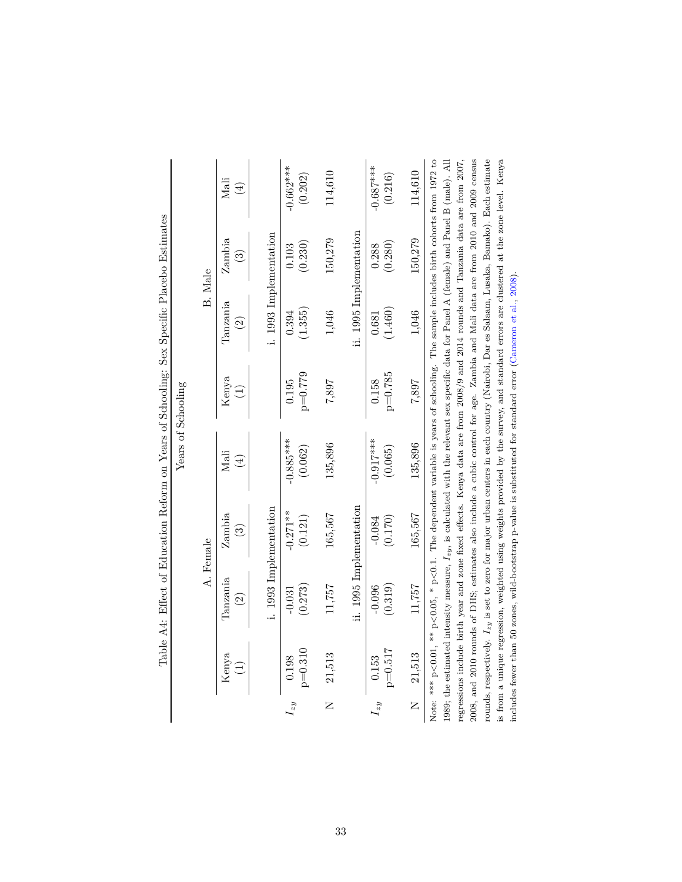Table A4: Effect of Education Reform on Years of Schooling: Sex Specific Placebo Estimates

| | Years of Schooling | | | | | | | |
|---|---|---|---|---|---|---|---|---|
| | A. Female | | | | B. Male | | | |
| | Kenya (1) | Tanzania (2) | Zambia (3) | Mali (4) | Kenya (1) | Tanzania (2) | Zambia (3) | Mali (4) |
| | i. 1993 Implementation | | | | i. 1993 Implementation | | | |
| $I_{zy}$ | 0.198 | -0.031 | -0.271** | -0.885*** | 0.195 | 0.394 | 0.103 | -0.662*** |
| | p=0.310 | (0.273) | (0.121) | (0.062) | p=0.779 | (1.355) | (0.230) | (0.202) |
| N | 21,513 | 11,757 | 165,567 | 135,896 | 7,897 | 1,046 | 150,279 | 114,610 |
| | ii. 1995 Implementation | | | | ii. 1995 Implementation | | | |
| $I_{zy}$ | 0.153 | -0.096 | -0.084 | -0.917*** | 0.158 | 0.681 | 0.288 | -0.687*** |
| | p=0.517 | (0.319) | (0.170) | (0.065) | p=0.785 | (1.460) | (0.280) | (0.216) |
| N | 21,513 | 11,757 | 165,567 | 135,896 | 7,897 | 1,046 | 150,279 | 114,610 |

Note: *** p<0.01, ** p<0.05, * p<0.1. The dependent variable is years of schooling. The sample includes birth cohorts from 1972 to 1989; the estimated intensity measure, $I_{zy}$, is calculated with the relevant sex specific data for Panel A (female) and Panel B (male). All regressions include birth year and zone fixed effects. Kenya data are from 2008/9 and 2014 rounds and Tanzania data are from 2007, 2008, and 2010 rounds of DHS; estimates also include a cubic control for age. Zambia and Mali data are from 2010 and 2009 census rounds, respectively. $I_{zy}$ is set to zero for major urban centers in each country (Nairobi, Dar es Salaam, Lusaka, Bamako). Each estimate is from a unique regression, weighted using weights provided by the survey, and standard errors are clustered at the zone level. Kenya includes fewer than 50 zones, wild-bootstrap p-value is substituted for standard error (Cameron et al., 2008).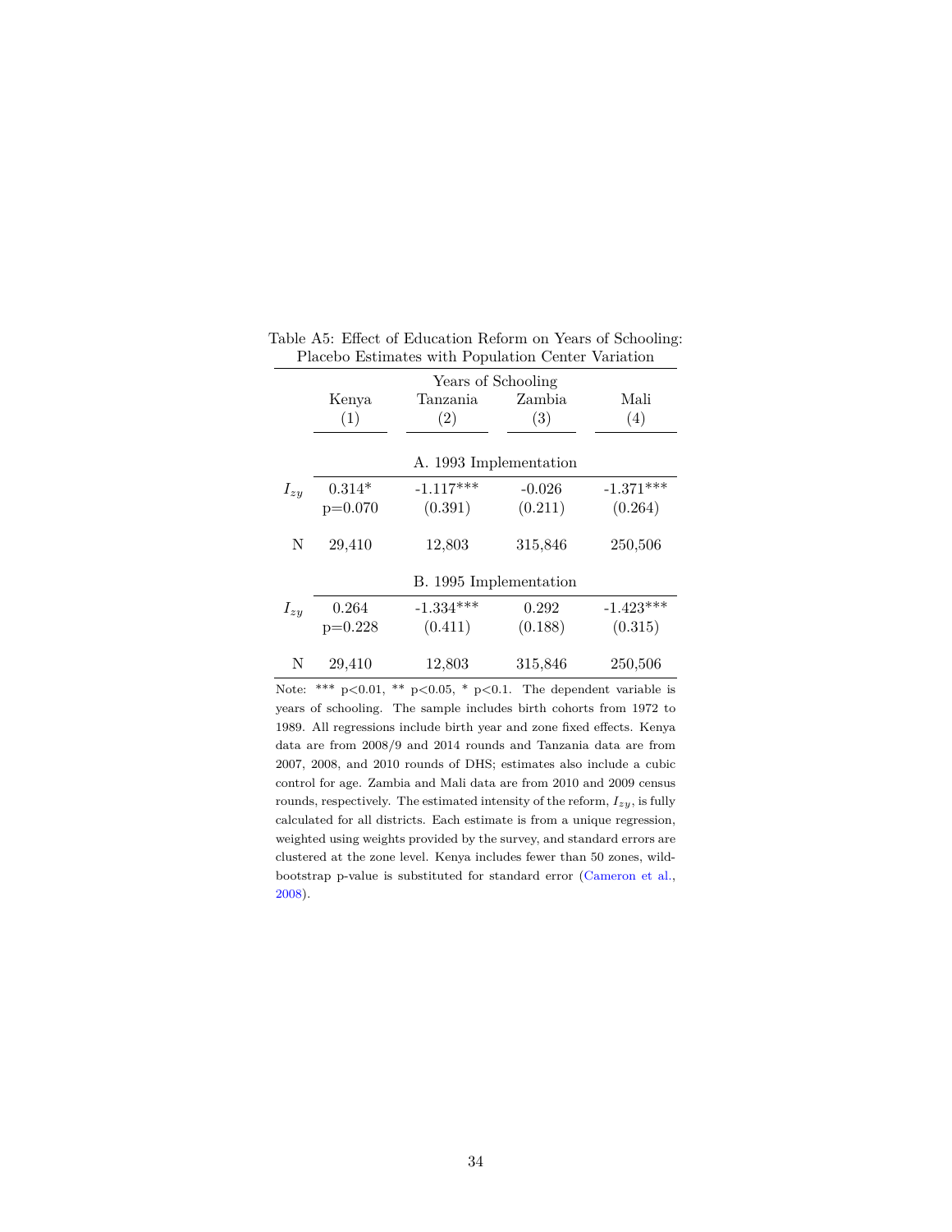Table A5: Effect of Education Reform on Years of Schooling: Placebo Estimates with Population Center Variation

| | Years of Schooling | | | |
|---|---|---|---|---|
| | Kenya | Tanzania | Zambia | Mali |
| | (1) | (2) | (3) | (4) |
| | **A. 1993 Implementation** | | | |
| $I_{zy}$ | 0.314* | -1.117*** | -0.026 | -1.371*** |
| | p=0.070 | (0.391) | (0.211) | (0.264) |
| N | 29,410 | 12,803 | 315,846 | 250,506 |
| | **B. 1995 Implementation** | | | |
| $I_{zy}$ | 0.264 | -1.334*** | 0.292 | -1.423*** |
| | p=0.228 | (0.411) | (0.188) | (0.315) |
| N | 29,410 | 12,803 | 315,846 | 250,506 |

Note: *** p<0.01, ** p<0.05, * p<0.1. The dependent variable is years of schooling. The sample includes birth cohorts from 1972 to 1989. All regressions include birth year and zone fixed effects. Kenya data are from 2008/9 and 2014 rounds and Tanzania data are from 2007, 2008, and 2010 rounds of DHS; estimates also include a cubic control for age. Zambia and Mali data are from 2010 and 2009 census rounds, respectively. The estimated intensity of the reform, $I_{zy}$, is fully calculated for all districts. Each estimate is from a unique regression, weighted using weights provided by the survey, and standard errors are clustered at the zone level. Kenya includes fewer than 50 zones, wild-bootstrap p-value is substituted for standard error (Cameron et al., 2008).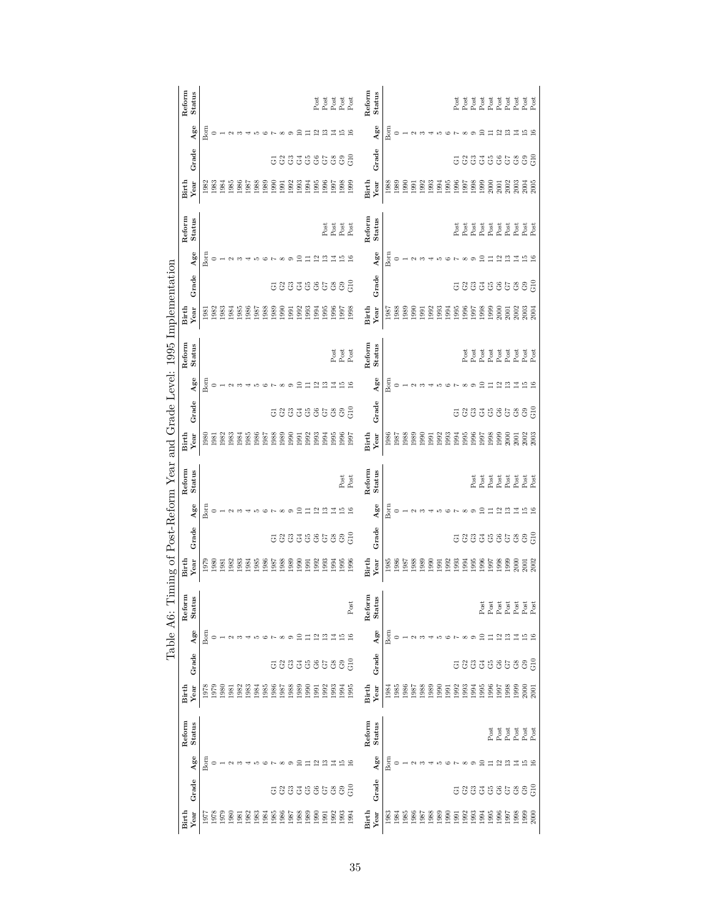# Table A6: Timing of Post-Reform Year and Grade Level: 1995 Implementation

| Birth Year | Grade | Age | Reform Status |
|---|---|---|---|
| 1977 | | Born | |
| 1978 | | 0 | |
| 1979 | | 1 | |
| 1980 | | 2 | |
| 1981 | | 3 | |
| 1982 | | 4 | |
| 1983 | | 5 | |
| 1984 | | 6 | |
| 1985 | G1 | 7 | |
| 1986 | G2 | 8 | |
| 1987 | G3 | 9 | |
| 1988 | G4 | 10 | |
| 1989 | G5 | 11 | |
| 1990 | G6 | 12 | |
| 1991 | G7 | 13 | |
| 1992 | G8 | 14 | |
| 1993 | G9 | 15 | |
| 1994 | G10 | 16 | |

| Birth Year | Grade | Age | Reform Status |
|---|---|---|---|
| 1978 | | Born | |
| 1979 | | 0 | |
| 1980 | | 1 | |
| 1981 | | 2 | |
| 1982 | | 3 | |
| 1983 | | 4 | |
| 1984 | | 5 | |
| 1985 | | 6 | |
| 1986 | G1 | 7 | |
| 1987 | G2 | 8 | |
| 1988 | G3 | 9 | |
| 1989 | G4 | 10 | |
| 1990 | G5 | 11 | |
| 1991 | G6 | 12 | |
| 1992 | G7 | 13 | |
| 1993 | G8 | 14 | |
| 1994 | G9 | 15 | |
| 1995 | G10 | 16 | Post |

| Birth Year | Grade | Age | Reform Status |
|---|---|---|---|
| 1979 | | Born | |
| 1980 | | 0 | |
| 1981 | | 1 | |
| 1982 | | 2 | |
| 1983 | | 3 | |
| 1984 | | 4 | |
| 1985 | | 5 | |
| 1986 | | 6 | |
| 1987 | G1 | 7 | |
| 1988 | G2 | 8 | |
| 1989 | G3 | 9 | |
| 1990 | G4 | 10 | |
| 1991 | G5 | 11 | |
| 1992 | G6 | 12 | |
| 1993 | G7 | 13 | |
| 1994 | G8 | 14 | |
| 1995 | G9 | 15 | Post |
| 1996 | G10 | 16 | Post |

| Birth Year | Grade | Age | Reform Status |
|---|---|---|---|
| 1980 | | Born | |
| 1981 | | 0 | |
| 1982 | | 1 | |
| 1983 | | 2 | |
| 1984 | | 3 | |
| 1985 | | 4 | |
| 1986 | | 5 | |
| 1987 | | 6 | |
| 1988 | G1 | 7 | |
| 1989 | G2 | 8 | |
| 1990 | G3 | 9 | |
| 1991 | G4 | 10 | |
| 1992 | G5 | 11 | |
| 1993 | G6 | 12 | |
| 1994 | G7 | 13 | |
| 1995 | G8 | 14 | Post |
| 1996 | G9 | 15 | Post |
| 1997 | G10 | 16 | Post |

| Birth Year | Grade | Age | Reform Status |
|---|---|---|---|
| 1981 | | Born | |
| 1982 | | 0 | |
| 1983 | | 1 | |
| 1984 | | 2 | |
| 1985 | | 3 | |
| 1986 | | 4 | |
| 1987 | | 5 | |
| 1988 | | 6 | |
| 1989 | G1 | 7 | |
| 1990 | G2 | 8 | |
| 1991 | G3 | 9 | |
| 1992 | G4 | 10 | |
| 1993 | G5 | 11 | |
| 1994 | G6 | 12 | |
| 1995 | G7 | 13 | Post |
| 1996 | G8 | 14 | Post |
| 1997 | G9 | 15 | Post |
| 1998 | G10 | 16 | Post |

| Birth Year | Grade | Age | Reform Status |
|---|---|---|---|
| 1982 | | Born | |
| 1983 | | 0 | |
| 1984 | | 1 | |
| 1985 | | 2 | |
| 1986 | | 3 | |
| 1987 | | 4 | |
| 1988 | | 5 | |
| 1989 | | 6 | |
| 1990 | G1 | 7 | |
| 1991 | G2 | 8 | |
| 1992 | G3 | 9 | |
| 1993 | G4 | 10 | |
| 1994 | G5 | 11 | |
| 1995 | G6 | 12 | Post |
| 1996 | G7 | 13 | Post |
| 1997 | G8 | 14 | Post |
| 1998 | G9 | 15 | Post |
| 1999 | G10 | 16 | Post |

| Birth Year | Grade | Age | Reform Status |
|---|---|---|---|
| 1983 | | Born | |
| 1984 | | 0 | |
| 1985 | | 1 | |
| 1986 | | 2 | |
| 1987 | | 3 | |
| 1988 | | 4 | |
| 1989 | | 5 | |
| 1990 | | 6 | |
| 1991 | G1 | 7 | |
| 1992 | G2 | 8 | |
| 1993 | G3 | 9 | |
| 1994 | G4 | 10 | |
| 1995 | G5 | 11 | Post |
| 1996 | G6 | 12 | Post |
| 1997 | G7 | 13 | Post |
| 1998 | G8 | 14 | Post |
| 1999 | G9 | 15 | Post |
| 2000 | G10 | 16 | Post |

| Birth Year | Grade | Age | Reform Status |
|---|---|---|---|
| 1984 | | Born | |
| 1985 | | 0 | |
| 1986 | | 1 | |
| 1987 | | 2 | |
| 1988 | | 3 | |
| 1989 | | 4 | |
| 1990 | | 5 | |
| 1991 | | 6 | |
| 1992 | G1 | 7 | |
| 1993 | G2 | 8 | |
| 1994 | G3 | 9 | |
| 1995 | G4 | 10 | Post |
| 1996 | G5 | 11 | Post |
| 1997 | G6 | 12 | Post |
| 1998 | G7 | 13 | Post |
| 1999 | G8 | 14 | Post |
| 2000 | G9 | 15 | Post |
| 2001 | G10 | 16 | Post |

| Birth Year | Grade | Age | Reform Status |
|---|---|---|---|
| 1985 | | Born | |
| 1986 | | 0 | |
| 1987 | | 1 | |
| 1988 | | 2 | |
| 1989 | | 3 | |
| 1990 | | 4 | |
| 1991 | | 5 | |
| 1992 | | 6 | |
| 1993 | G1 | 7 | |
| 1994 | G2 | 8 | |
| 1995 | G3 | 9 | Post |
| 1996 | G4 | 10 | Post |
| 1997 | G5 | 11 | Post |
| 1998 | G6 | 12 | Post |
| 1999 | G7 | 13 | Post |
| 2000 | G8 | 14 | Post |
| 2001 | G9 | 15 | Post |
| 2002 | G10 | 16 | Post |

| Birth Year | Grade | Age | Reform Status |
|---|---|---|---|
| 1986 | | Born | |
| 1987 | | 0 | |
| 1988 | | 1 | |
| 1989 | | 2 | |
| 1990 | | 3 | |
| 1991 | | 4 | |
| 1992 | | 5 | |
| 1993 | | 6 | |
| 1994 | G1 | 7 | |
| 1995 | G2 | 8 | Post |
| 1996 | G3 | 9 | Post |
| 1997 | G4 | 10 | Post |
| 1998 | G5 | 11 | Post |
| 1999 | G6 | 12 | Post |
| 2000 | G7 | 13 | Post |
| 2001 | G8 | 14 | Post |
| 2002 | G9 | 15 | Post |
| 2003 | G10 | 16 | Post |

| Birth Year | Grade | Age | Reform Status |
|---|---|---|---|
| 1987 | | Born | |
| 1988 | | 0 | |
| 1989 | | 1 | |
| 1990 | | 2 | |
| 1991 | | 3 | |
| 1992 | | 4 | |
| 1993 | | 5 | |
| 1994 | | 6 | |
| 1995 | G1 | 7 | Post |
| 1996 | G2 | 8 | Post |
| 1997 | G3 | 9 | Post |
| 1998 | G4 | 10 | Post |
| 1999 | G5 | 11 | Post |
| 2000 | G6 | 12 | Post |
| 2001 | G7 | 13 | Post |
| 2002 | G8 | 14 | Post |
| 2003 | G9 | 15 | Post |
| 2004 | G10 | 16 | Post |

| Birth Year | Grade | Age | Reform Status |
|---|---|---|---|
| 1988 | | Born | |
| 1989 | | 0 | |
| 1990 | | 1 | |
| 1991 | | 2 | |
| 1992 | | 3 | |
| 1993 | | 4 | |
| 1994 | | 5 | |
| 1995 | | 6 | |
| 1996 | G1 | 7 | Post |
| 1997 | G2 | 8 | Post |
| 1998 | G3 | 9 | Post |
| 1999 | G4 | 10 | Post |
| 2000 | G5 | 11 | Post |
| 2001 | G6 | 12 | Post |
| 2002 | G7 | 13 | Post |
| 2003 | G8 | 14 | Post |
| 2004 | G9 | 15 | Post |
| 2005 | G10 | 16 | Post |